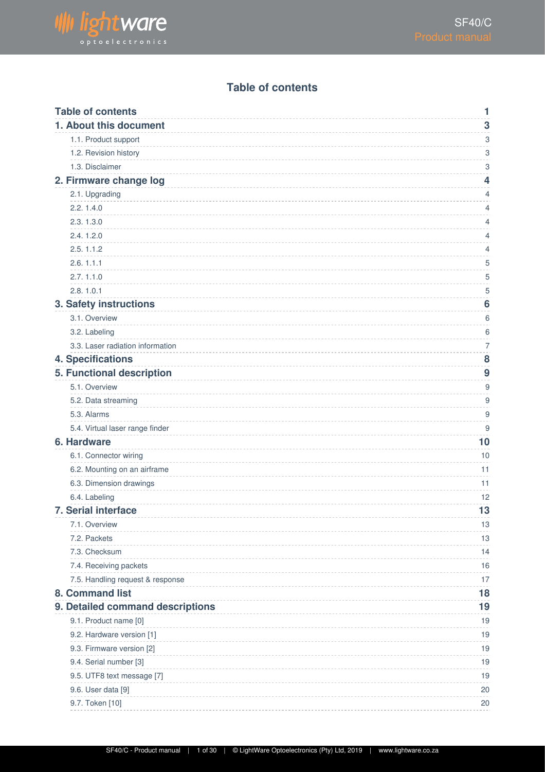# Table of contents

| | |
|---|---|
| **Table of contents** | **1** |
| **1. About this document** | **3** |
| 1.1. Product support | 3 |
| 1.2. Revision history | 3 |
| 1.3. Disclaimer | 3 |
| **2. Firmware change log** | **4** |
| 2.1. Upgrading | 4 |
| 2.2. 1.4.0 | 4 |
| 2.3. 1.3.0 | 4 |
| 2.4. 1.2.0 | 4 |
| 2.5. 1.1.2 | 4 |
| 2.6. 1.1.1 | 5 |
| 2.7. 1.1.0 | 5 |
| 2.8. 1.0.1 | 5 |
| **3. Safety instructions** | **6** |
| 3.1. Overview | 6 |
| 3.2. Labeling | 6 |
| 3.3. Laser radiation information | 7 |
| **4. Specifications** | **8** |
| **5. Functional description** | **9** |
| 5.1. Overview | 9 |
| 5.2. Data streaming | 9 |
| 5.3. Alarms | 9 |
| 5.4. Virtual laser range finder | 9 |
| **6. Hardware** | **10** |
| 6.1. Connector wiring | 10 |
| 6.2. Mounting on an airframe | 11 |
| 6.3. Dimension drawings | 11 |
| 6.4. Labeling | 12 |
| **7. Serial interface** | **13** |
| 7.1. Overview | 13 |
| 7.2. Packets | 13 |
| 7.3. Checksum | 14 |
| 7.4. Receiving packets | 16 |
| 7.5. Handling request & response | 17 |
| **8. Command list** | **18** |
| **9. Detailed command descriptions** | **19** |
| 9.1. Product name [0] | 19 |
| 9.2. Hardware version [1] | 19 |
| 9.3. Firmware version [2] | 19 |
| 9.4. Serial number [3] | 19 |
| 9.5. UTF8 text message [7] | 19 |
| 9.6. User data [9] | 20 |
| 9.7. Token [10] | 20 |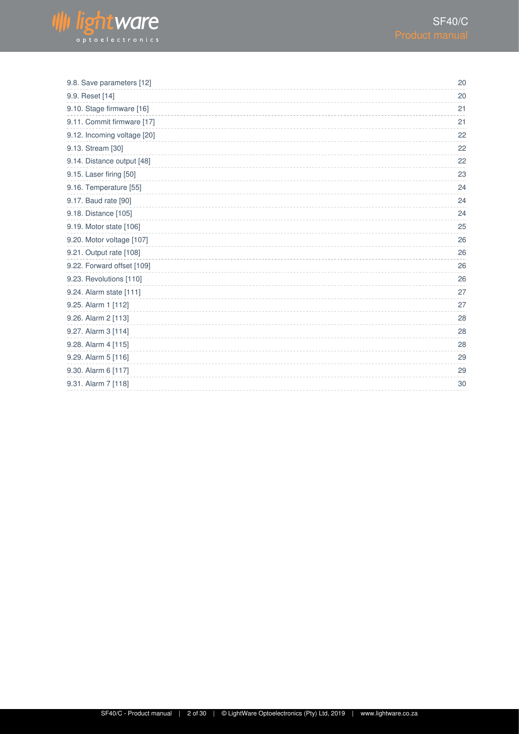| | |
|---|---|
| 9.8. Save parameters [12] | 20 |
| 9.9. Reset [14] | 20 |
| 9.10. Stage firmware [16] | 21 |
| 9.11. Commit firmware [17] | 21 |
| 9.12. Incoming voltage [20] | 22 |
| 9.13. Stream [30] | 22 |
| 9.14. Distance output [48] | 22 |
| 9.15. Laser firing [50] | 23 |
| 9.16. Temperature [55] | 24 |
| 9.17. Baud rate [90] | 24 |
| 9.18. Distance [105] | 24 |
| 9.19. Motor state [106] | 25 |
| 9.20. Motor voltage [107] | 26 |
| 9.21. Output rate [108] | 26 |
| 9.22. Forward offset [109] | 26 |
| 9.23. Revolutions [110] | 26 |
| 9.24. Alarm state [111] | 27 |
| 9.25. Alarm 1 [112] | 27 |
| 9.26. Alarm 2 [113] | 28 |
| 9.27. Alarm 3 [114] | 28 |
| 9.28. Alarm 4 [115] | 28 |
| 9.29. Alarm 5 [116] | 29 |
| 9.30. Alarm 6 [117] | 29 |
| 9.31. Alarm 7 [118] | 30 |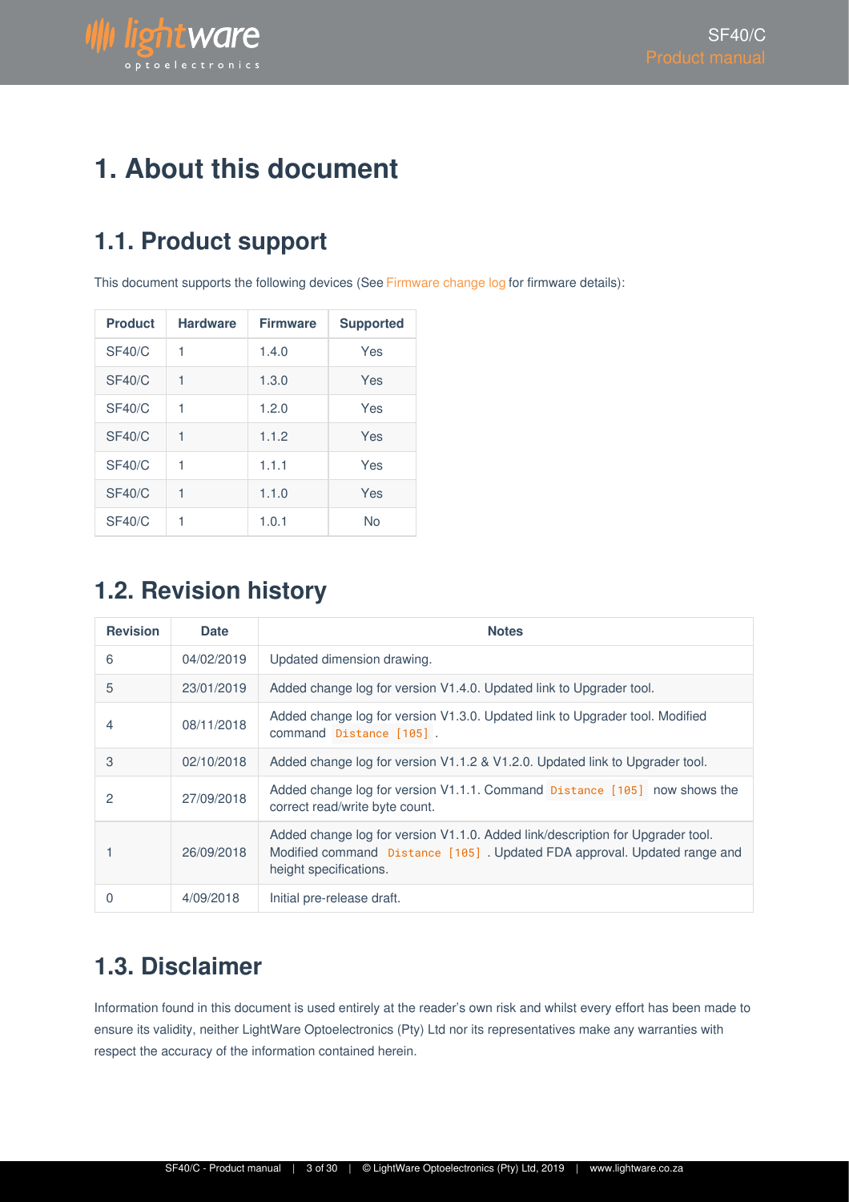# 1. About this document

## 1.1. Product support

This document supports the following devices (See Firmware change log for firmware details):

| Product | Hardware | Firmware | Supported |
| --- | --- | --- | --- |
| SF40/C | 1 | 1.4.0 | Yes |
| SF40/C | 1 | 1.3.0 | Yes |
| SF40/C | 1 | 1.2.0 | Yes |
| SF40/C | 1 | 1.1.2 | Yes |
| SF40/C | 1 | 1.1.1 | Yes |
| SF40/C | 1 | 1.1.0 | Yes |
| SF40/C | 1 | 1.0.1 | No |

## 1.2. Revision history

| Revision | Date | Notes |
| --- | --- | --- |
| 6 | 04/02/2019 | Updated dimension drawing. |
| 5 | 23/01/2019 | Added change log for version V1.4.0. Updated link to Upgrader tool. |
| 4 | 08/11/2018 | Added change log for version V1.3.0. Updated link to Upgrader tool. Modified command `Distance [105]`. |
| 3 | 02/10/2018 | Added change log for version V1.1.2 & V1.2.0. Updated link to Upgrader tool. |
| 2 | 27/09/2018 | Added change log for version V1.1.1. Command `Distance [105]` now shows the correct read/write byte count. |
| 1 | 26/09/2018 | Added change log for version V1.1.0. Added link/description for Upgrader tool. Modified command `Distance [105]`. Updated FDA approval. Updated range and height specifications. |
| 0 | 4/09/2018 | Initial pre-release draft. |

## 1.3. Disclaimer

Information found in this document is used entirely at the reader's own risk and whilst every effort has been made to ensure its validity, neither LightWare Optoelectronics (Pty) Ltd nor its representatives make any warranties with respect the accuracy of the information contained herein.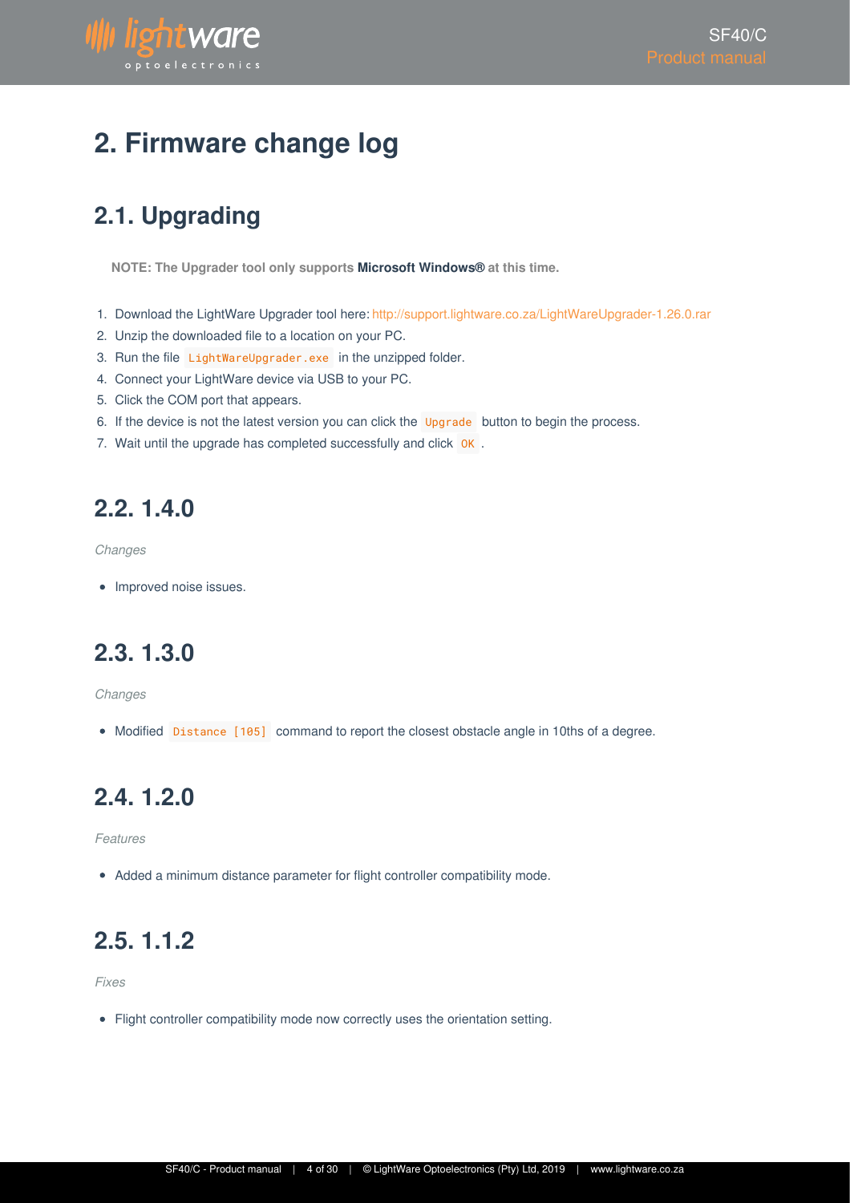# 2. Firmware change log

## 2.1. Upgrading

**NOTE: The Upgrader tool only supports Microsoft Windows® at this time.**

1. Download the LightWare Upgrader tool here: http://support.lightware.co.za/LightWareUpgrader-1.26.0.rar
2. Unzip the downloaded file to a location on your PC.
3. Run the file `LightWareUpgrader.exe` in the unzipped folder.
4. Connect your LightWare device via USB to your PC.
5. Click the COM port that appears.
6. If the device is not the latest version you can click the `Upgrade` button to begin the process.
7. Wait until the upgrade has completed successfully and click `OK` .

## 2.2. 1.4.0

*Changes*

- Improved noise issues.

## 2.3. 1.3.0

*Changes*

- Modified `Distance [105]` command to report the closest obstacle angle in 10ths of a degree.

## 2.4. 1.2.0

*Features*

- Added a minimum distance parameter for flight controller compatibility mode.

## 2.5. 1.1.2

*Fixes*

- Flight controller compatibility mode now correctly uses the orientation setting.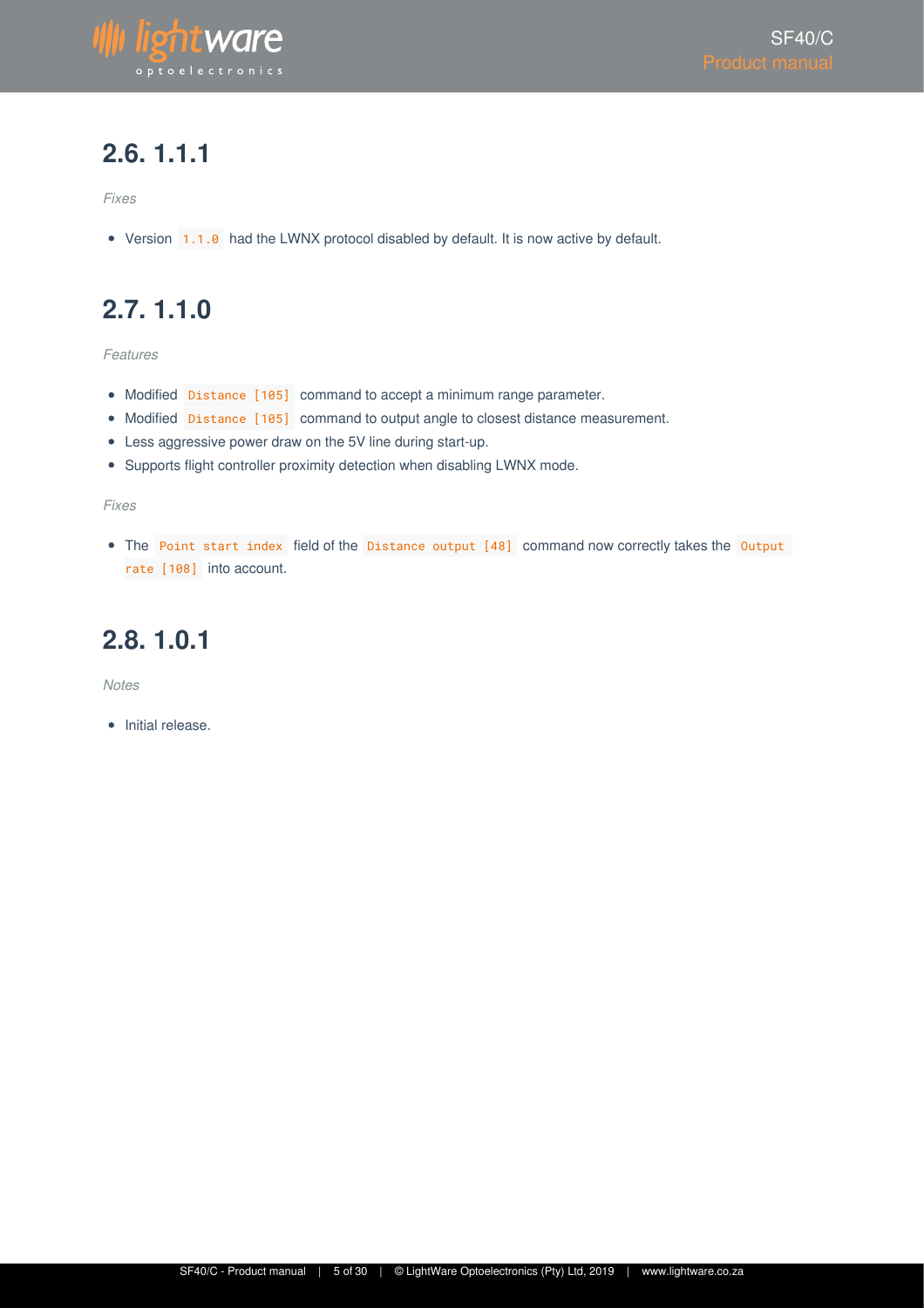## 2.6. 1.1.1

*Fixes*

- Version `1.1.0` had the LWNX protocol disabled by default. It is now active by default.

## 2.7. 1.1.0

*Features*

- Modified `Distance [105]` command to accept a minimum range parameter.
- Modified `Distance [105]` command to output angle to closest distance measurement.
- Less aggressive power draw on the 5V line during start-up.
- Supports flight controller proximity detection when disabling LWNX mode.

*Fixes*

- The `Point start index` field of the `Distance output [48]` command now correctly takes the `Output rate [108]` into account.

## 2.8. 1.0.1

*Notes*

- Initial release.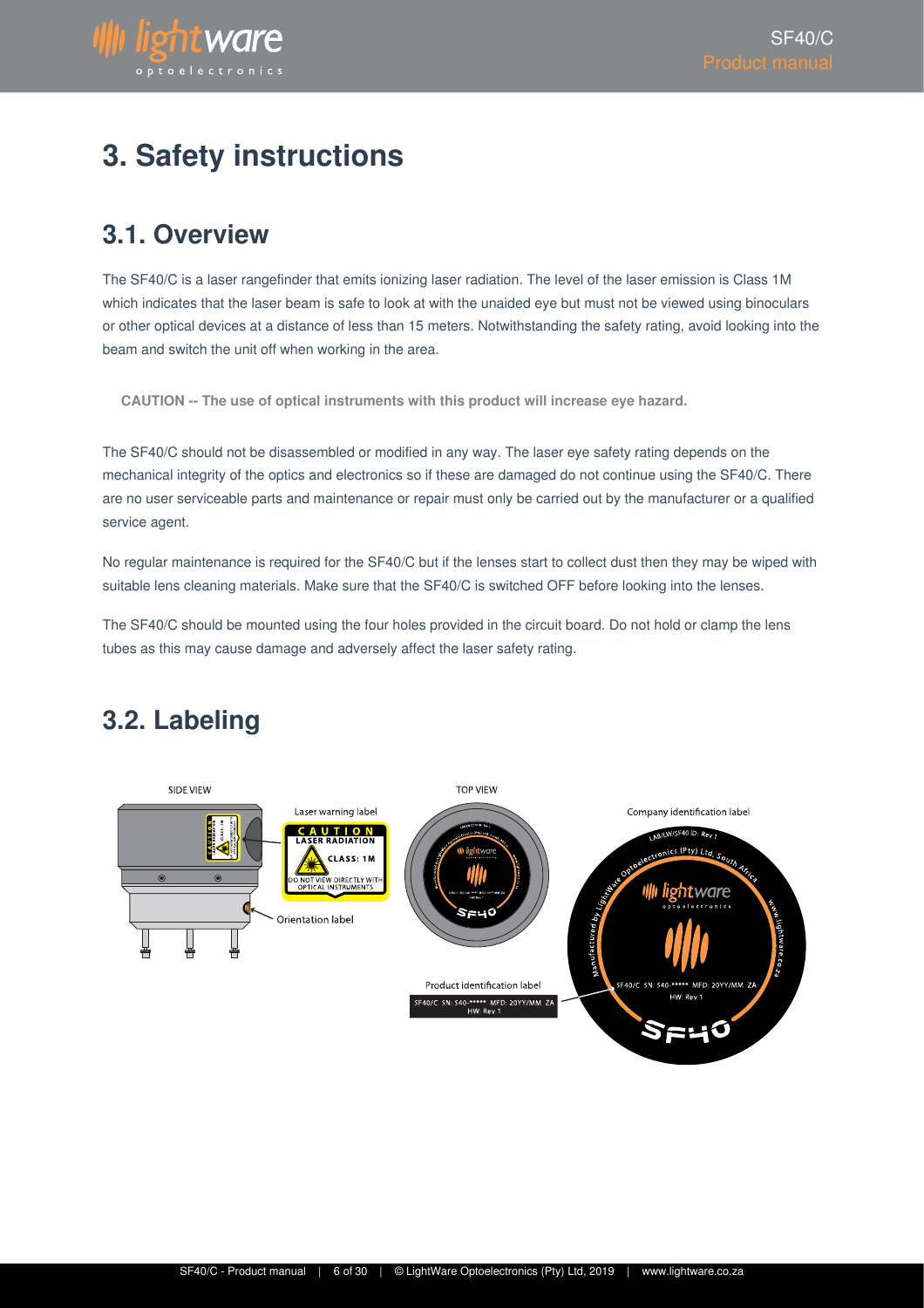# 3. Safety instructions

## 3.1. Overview

The SF40/C is a laser rangefinder that emits ionizing laser radiation. The level of the laser emission is Class 1M which indicates that the laser beam is safe to look at with the unaided eye but must not be viewed using binoculars or other optical devices at a distance of less than 15 meters. Notwithstanding the safety rating, avoid looking into the beam and switch the unit off when working in the area.

**CAUTION -- The use of optical instruments with this product will increase eye hazard.**

The SF40/C should not be disassembled or modified in any way. The laser eye safety rating depends on the mechanical integrity of the optics and electronics so if these are damaged do not continue using the SF40/C. There are no user serviceable parts and maintenance or repair must only be carried out by the manufacturer or a qualified service agent.

No regular maintenance is required for the SF40/C but if the lenses start to collect dust then they may be wiped with suitable lens cleaning materials. Make sure that the SF40/C is switched OFF before looking into the lenses.

The SF40/C should be mounted using the four holes provided in the circuit board. Do not hold or clamp the lens tubes as this may cause damage and adversely affect the laser safety rating.

## 3.2. Labeling

SIDE VIEW

Laser warning label

CAUTION
LASER RADIATION
CLASS: 1M
DO NOT VIEW DIRECTLY WITH OPTICAL INSTRUMENTS

Orientation label

TOP VIEW

Product identification label

SF40/C SN: S40-***** MFD: 20YY/MM ZA
HW: Rev 1

Company identification label

LAB/LW/SF40 ID: Rev 1
Manufactured by LightWare Optoelectronics (Pty) Ltd, South Africa
www.lightware.co.za
SF40/C SN: S40-***** MFD: 20YY/MM ZA
HW: Rev 1
SF40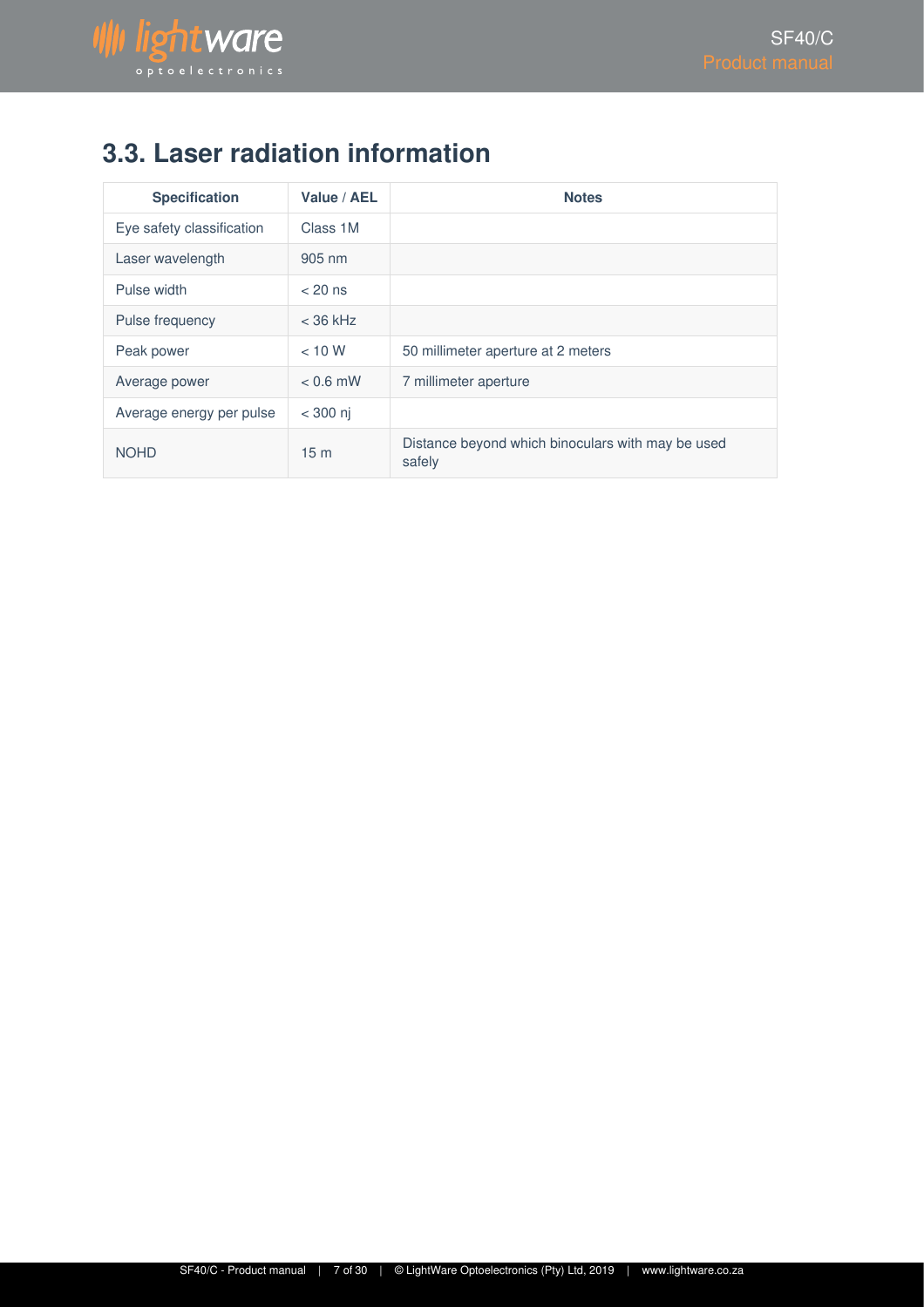## 3.3. Laser radiation information

| Specification | Value / AEL | Notes |
| --- | --- | --- |
| Eye safety classification | Class 1M | |
| Laser wavelength | 905 nm | |
| Pulse width | < 20 ns | |
| Pulse frequency | < 36 kHz | |
| Peak power | < 10 W | 50 millimeter aperture at 2 meters |
| Average power | < 0.6 mW | 7 millimeter aperture |
| Average energy per pulse | < 300 nj | |
| NOHD | 15 m | Distance beyond which binoculars with may be used safely |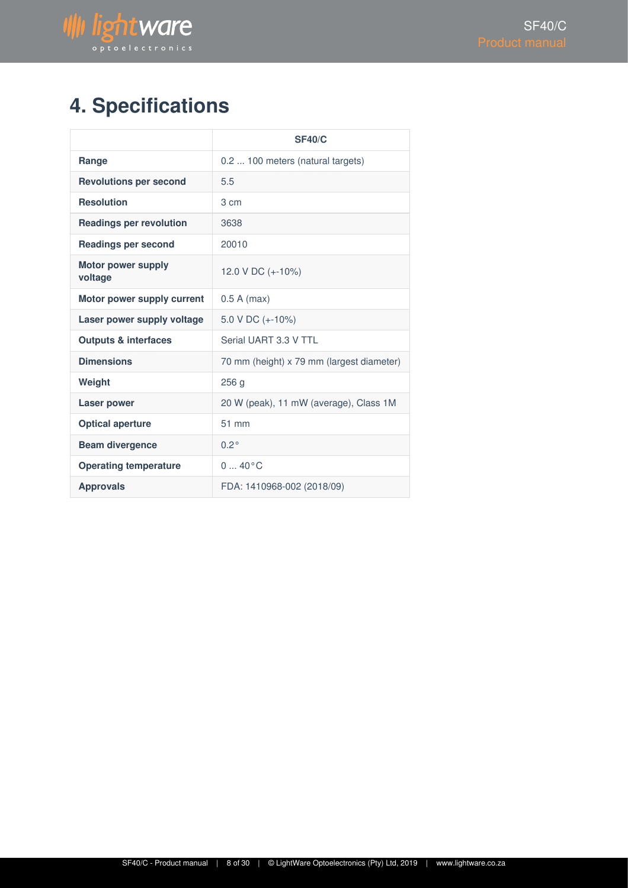# 4. Specifications

| | **SF40/C** |
|---|---|
| **Range** | 0.2 ... 100 meters (natural targets) |
| **Revolutions per second** | 5.5 |
| **Resolution** | 3 cm |
| **Readings per revolution** | 3638 |
| **Readings per second** | 20010 |
| **Motor power supply voltage** | 12.0 V DC (+-10%) |
| **Motor power supply current** | 0.5 A (max) |
| **Laser power supply voltage** | 5.0 V DC (+-10%) |
| **Outputs & interfaces** | Serial UART 3.3 V TTL |
| **Dimensions** | 70 mm (height) x 79 mm (largest diameter) |
| **Weight** | 256 g |
| **Laser power** | 20 W (peak), 11 mW (average), Class 1M |
| **Optical aperture** | 51 mm |
| **Beam divergence** | 0.2° |
| **Operating temperature** | 0 ... 40°C |
| **Approvals** | FDA: 1410968-002 (2018/09) |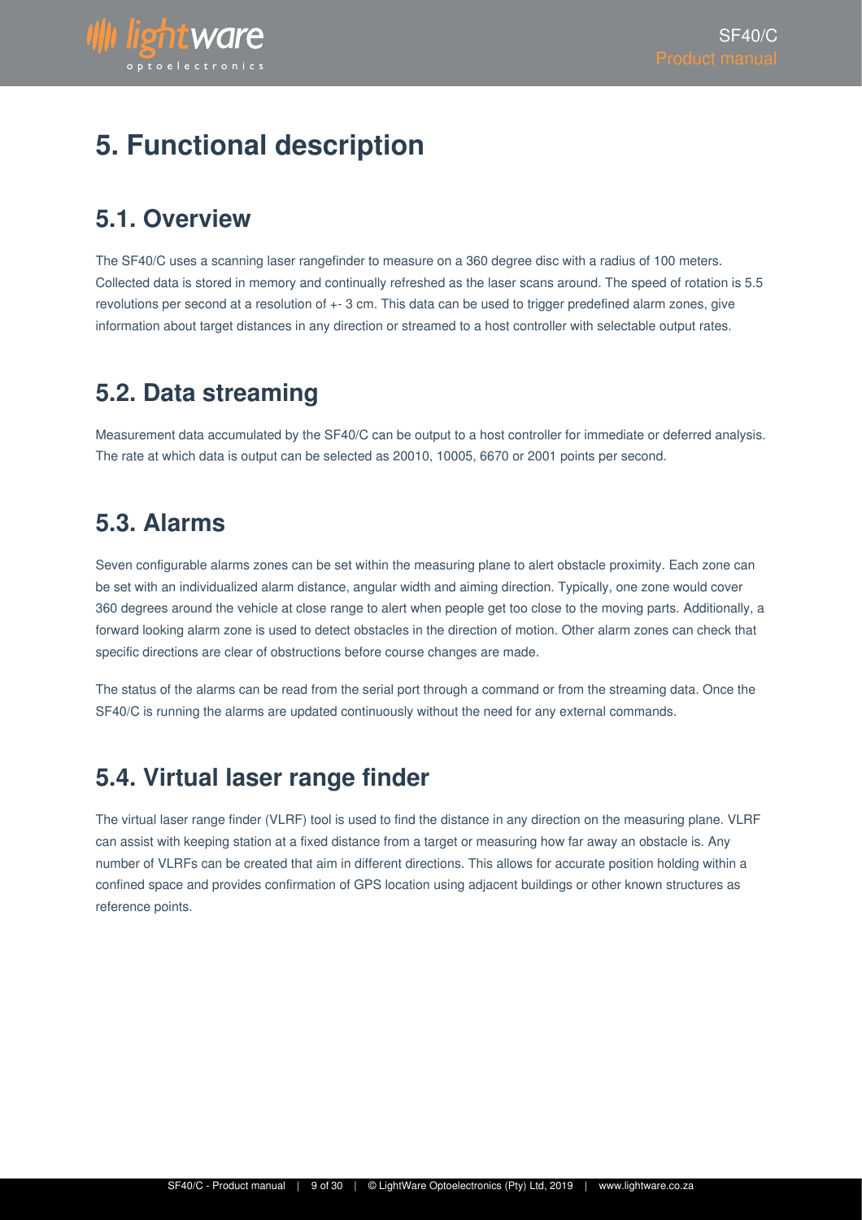# 5. Functional description

## 5.1. Overview

The SF40/C uses a scanning laser rangefinder to measure on a 360 degree disc with a radius of 100 meters. Collected data is stored in memory and continually refreshed as the laser scans around. The speed of rotation is 5.5 revolutions per second at a resolution of +- 3 cm. This data can be used to trigger predefined alarm zones, give information about target distances in any direction or streamed to a host controller with selectable output rates.

## 5.2. Data streaming

Measurement data accumulated by the SF40/C can be output to a host controller for immediate or deferred analysis. The rate at which data is output can be selected as 20010, 10005, 6670 or 2001 points per second.

## 5.3. Alarms

Seven configurable alarms zones can be set within the measuring plane to alert obstacle proximity. Each zone can be set with an individualized alarm distance, angular width and aiming direction. Typically, one zone would cover 360 degrees around the vehicle at close range to alert when people get too close to the moving parts. Additionally, a forward looking alarm zone is used to detect obstacles in the direction of motion. Other alarm zones can check that specific directions are clear of obstructions before course changes are made.

The status of the alarms can be read from the serial port through a command or from the streaming data. Once the SF40/C is running the alarms are updated continuously without the need for any external commands.

## 5.4. Virtual laser range finder

The virtual laser range finder (VLRF) tool is used to find the distance in any direction on the measuring plane. VLRF can assist with keeping station at a fixed distance from a target or measuring how far away an obstacle is. Any number of VLRFs can be created that aim in different directions. This allows for accurate position holding within a confined space and provides confirmation of GPS location using adjacent buildings or other known structures as reference points.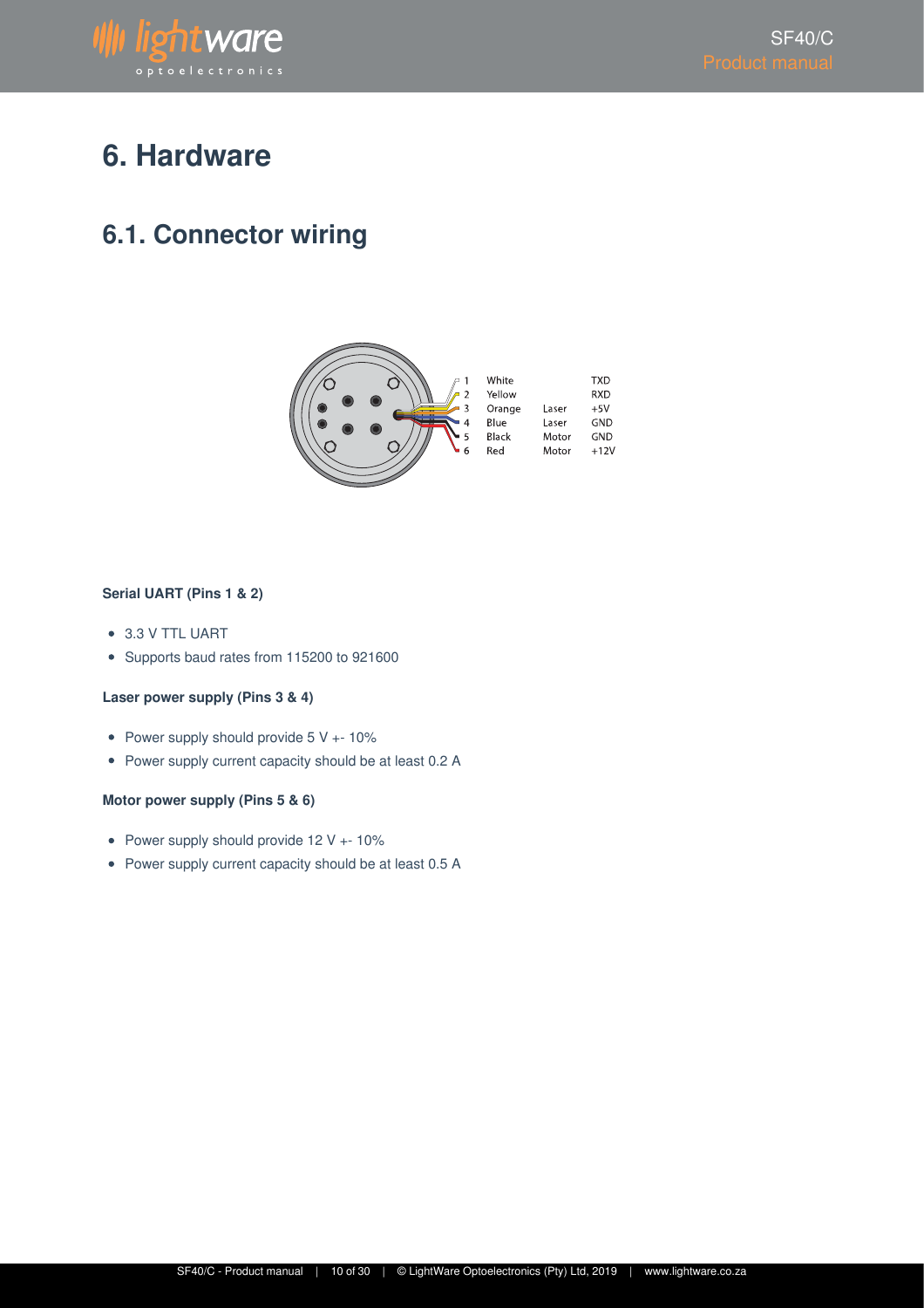# 6. Hardware

## 6.1. Connector wiring

| Pin | Color | | Signal |
|---|---|---|---|
| 1 | White | | TXD |
| 2 | Yellow | | RXD |
| 3 | Orange | Laser | +5V |
| 4 | Blue | Laser | GND |
| 5 | Black | Motor | GND |
| 6 | Red | Motor | +12V |

**Serial UART (Pins 1 & 2)**

- 3.3 V TTL UART
- Supports baud rates from 115200 to 921600

**Laser power supply (Pins 3 & 4)**

- Power supply should provide 5 V +- 10%
- Power supply current capacity should be at least 0.2 A

**Motor power supply (Pins 5 & 6)**

- Power supply should provide 12 V +- 10%
- Power supply current capacity should be at least 0.5 A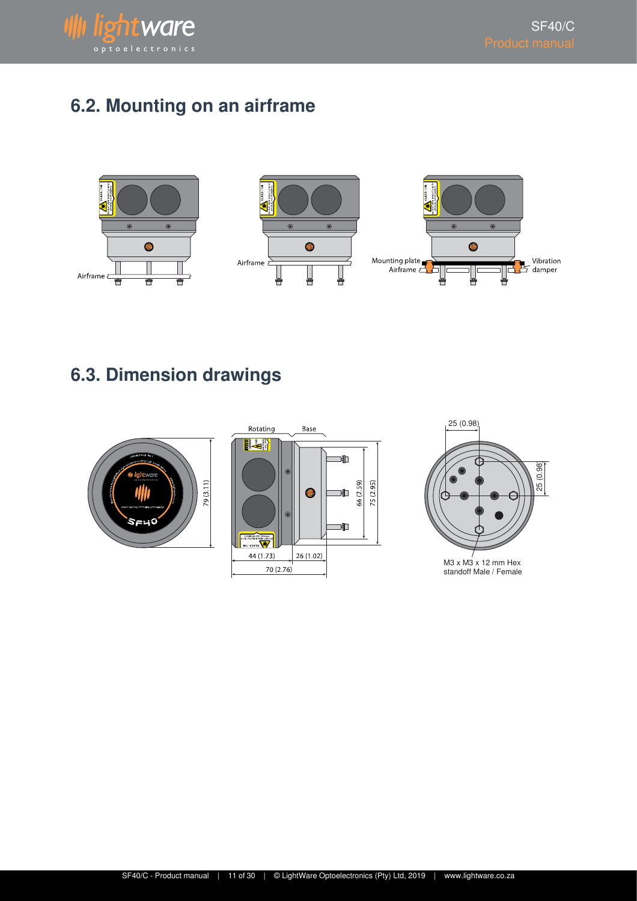## 6.2. Mounting on an airframe

## 6.3. Dimension drawings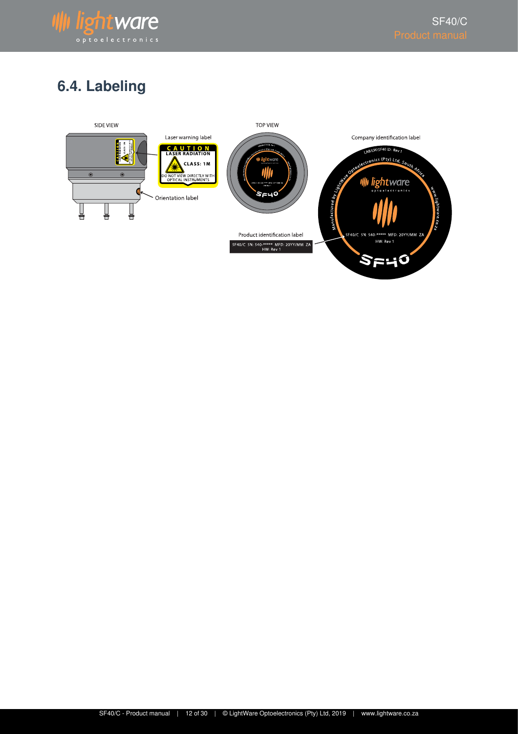## 6.4. Labeling

SIDE VIEW

Laser warning label

CAUTION
LASER RADIATION
CLASS: 1M
DO NOT VIEW DIRECTLY WITH OPTICAL INSTRUMENTS

Orientation label

TOP VIEW

Product identification label

SF40/C SN: S40-***** MFD: 20YY/MM ZA
HW: Rev 1

Company identification label

LAB/LW/SF40 ID: Rev 1

Manufactured by LightWare Optoelectronics (Pty) Ltd, South Africa

www.lightware.co.za

SF40/C SN: S40-***** MFD: 20YY/MM ZA
HW: Rev 1

SF40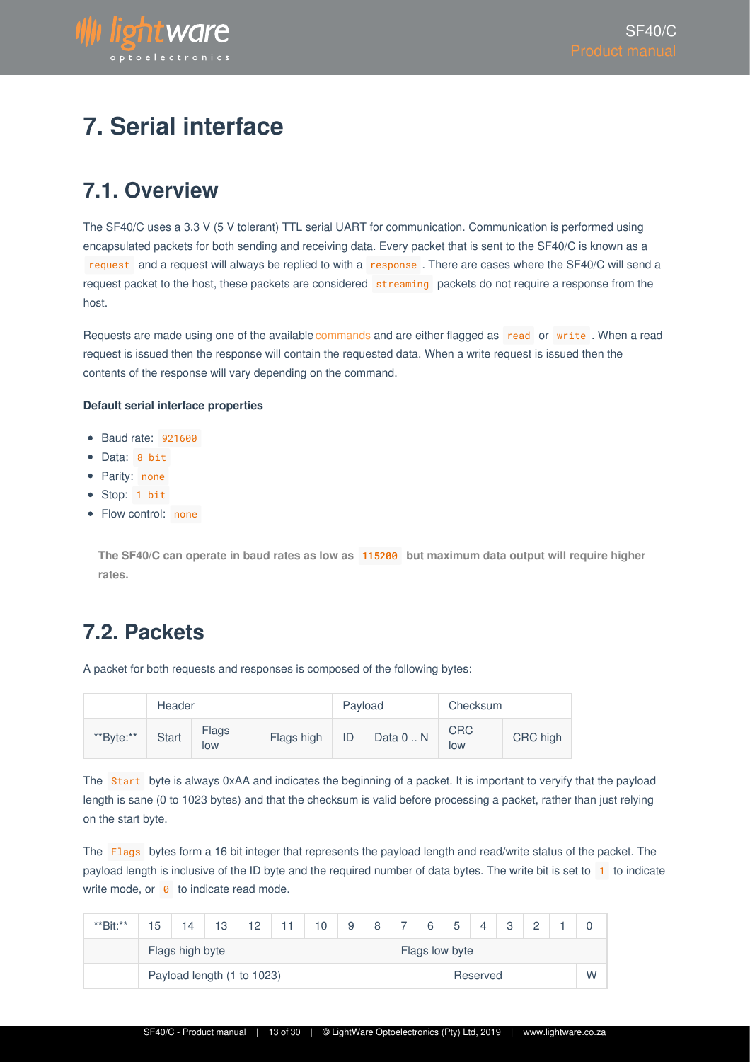# 7. Serial interface

## 7.1. Overview

The SF40/C uses a 3.3 V (5 V tolerant) TTL serial UART for communication. Communication is performed using encapsulated packets for both sending and receiving data. Every packet that is sent to the SF40/C is known as a `request` and a request will always be replied to with a `response`. There are cases where the SF40/C will send a request packet to the host, these packets are considered `streaming` packets do not require a response from the host.

Requests are made using one of the available commands and are either flagged as `read` or `write`. When a read request is issued then the response will contain the requested data. When a write request is issued then the contents of the response will vary depending on the command.

**Default serial interface properties**

- Baud rate: `921600`
- Data: `8 bit`
- Parity: `none`
- Stop: `1 bit`
- Flow control: `none`

**The SF40/C can operate in baud rates as low as `115200` but maximum data output will require higher rates.**

## 7.2. Packets

A packet for both requests and responses is composed of the following bytes:

| | Header | | | Payload | | Checksum | |
|---|---|---|---|---|---|---|---|
| **Byte:** | Start | Flags low | Flags high | ID | Data 0 .. N | CRC low | CRC high |

The `Start` byte is always 0xAA and indicates the beginning of a packet. It is important to veryify that the payload length is sane (0 to 1023 bytes) and that the checksum is valid before processing a packet, rather than just relying on the start byte.

The `Flags` bytes form a 16 bit integer that represents the payload length and read/write status of the packet. The payload length is inclusive of the ID byte and the required number of data bytes. The write bit is set to `1` to indicate write mode, or `0` to indicate read mode.

| **Bit:** | 15 | 14 | 13 | 12 | 11 | 10 | 9 | 8 | 7 | 6 | 5 | 4 | 3 | 2 | 1 | 0 |
|---|---|---|---|---|---|---|---|---|---|---|---|---|---|---|---|---|
| | Flags high byte | | | | | | | | Flags low byte | | | | | | | |
| | Payload length (1 to 1023) | | | | | | | | | | Reserved | | | | | W |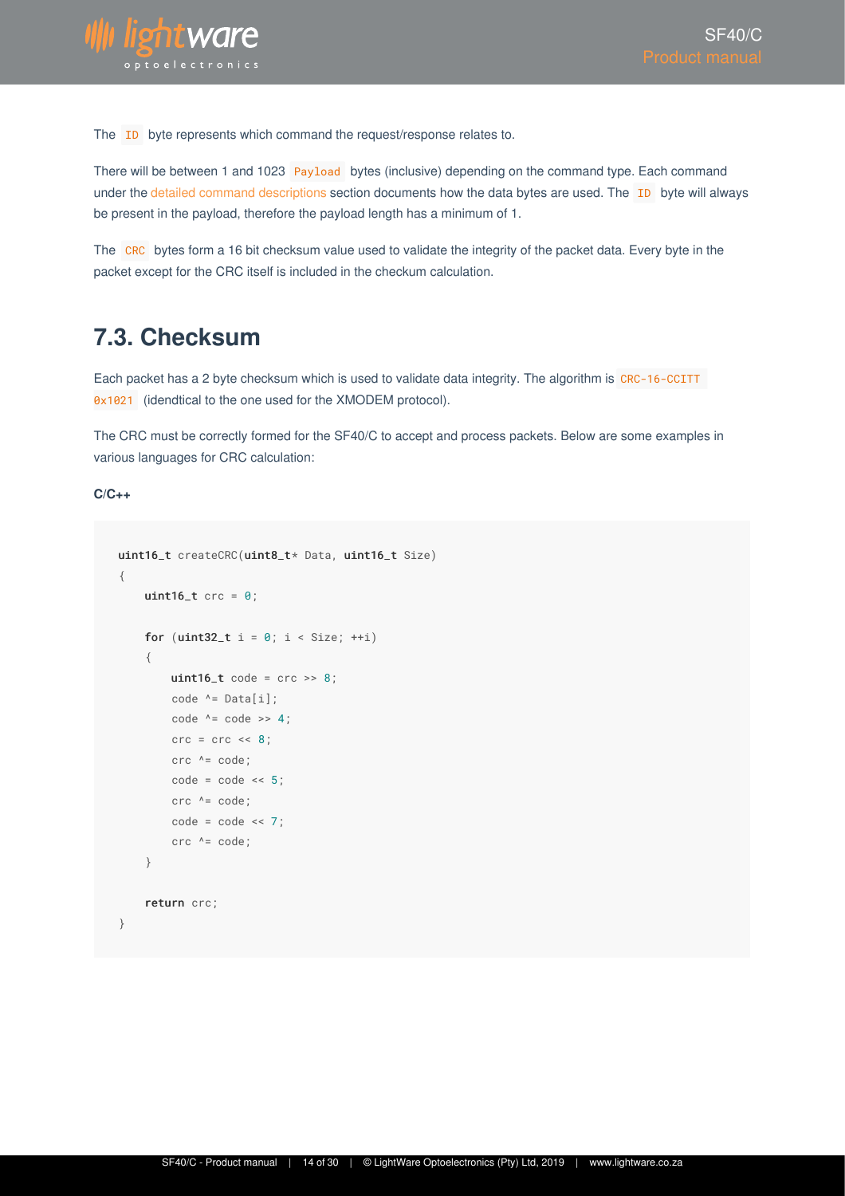The `ID` byte represents which command the request/response relates to.

There will be between 1 and 1023 `Payload` bytes (inclusive) depending on the command type. Each command under the detailed command descriptions section documents how the data bytes are used. The `ID` byte will always be present in the payload, therefore the payload length has a minimum of 1.

The `CRC` bytes form a 16 bit checksum value used to validate the integrity of the packet data. Every byte in the packet except for the CRC itself is included in the checkum calculation.

## 7.3. Checksum

Each packet has a 2 byte checksum which is used to validate data integrity. The algorithm is `CRC-16-CCITT 0x1021` (idendtical to the one used for the XMODEM protocol).

The CRC must be correctly formed for the SF40/C to accept and process packets. Below are some examples in various languages for CRC calculation:

**C/C++**

```
uint16_t createCRC(uint8_t* Data, uint16_t Size)
{
    uint16_t crc = 0;

    for (uint32_t i = 0; i < Size; ++i)
    {
        uint16_t code = crc >> 8;
        code ^= Data[i];
        code ^= code >> 4;
        crc = crc << 8;
        crc ^= code;
        code = code << 5;
        crc ^= code;
        code = code << 7;
        crc ^= code;
    }

    return crc;
}
```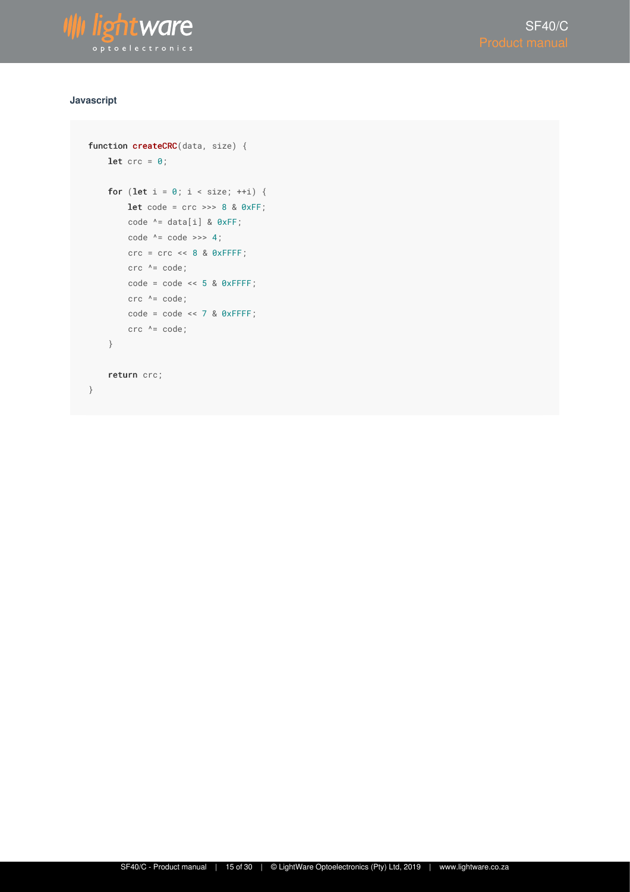**Javascript**

```
function createCRC(data, size) {
    let crc = 0;

    for (let i = 0; i < size; ++i) {
        let code = crc >>> 8 & 0xFF;
        code ^= data[i] & 0xFF;
        code ^= code >>> 4;
        crc = crc << 8 & 0xFFFF;
        crc ^= code;
        code = code << 5 & 0xFFFF;
        crc ^= code;
        code = code << 7 & 0xFFFF;
        crc ^= code;
    }

    return crc;
}
```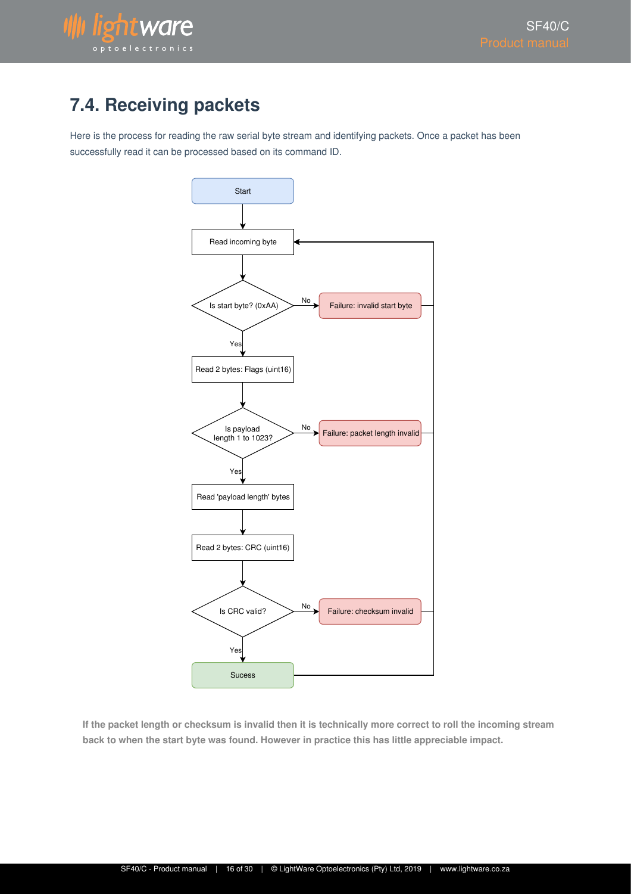## 7.4. Receiving packets

Here is the process for reading the raw serial byte stream and identifying packets. Once a packet has been successfully read it can be processed based on its command ID.

Start

Read incoming byte

Is start byte? (0xAA) — No → Failure: invalid start byte

Yes

Read 2 bytes: Flags (uint16)

Is payload length 1 to 1023? — No → Failure: packet length invalid

Yes

Read 'payload length' bytes

Read 2 bytes: CRC (uint16)

Is CRC valid? — No → Failure: checksum invalid

Yes

Sucess

**If the packet length or checksum is invalid then it is technically more correct to roll the incoming stream back to when the start byte was found. However in practice this has little appreciable impact.**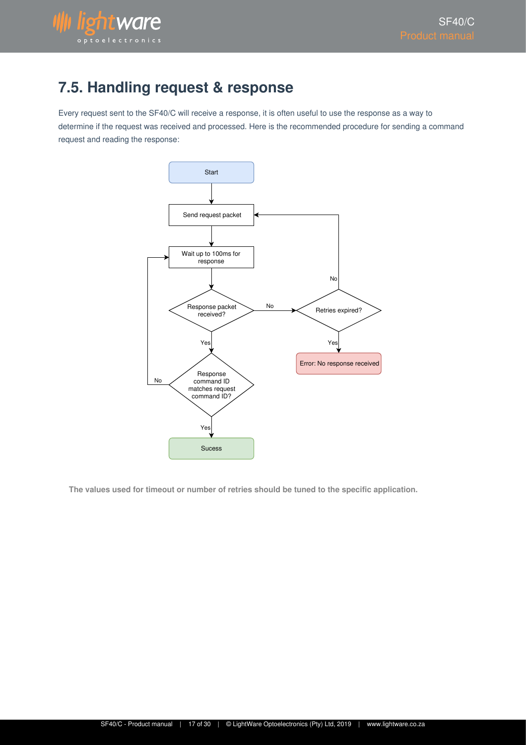## 7.5. Handling request & response

Every request sent to the SF40/C will receive a response, it is often useful to use the response as a way to determine if the request was received and processed. Here is the recommended procedure for sending a command request and reading the response:

Start

Send request packet

Wait up to 100ms for response

Response packet received?

No

Retries expired?

No

Yes

Error: No response received

Yes

Response command ID matches request command ID?

No

Yes

Sucess

**The values used for timeout or number of retries should be tuned to the specific application.**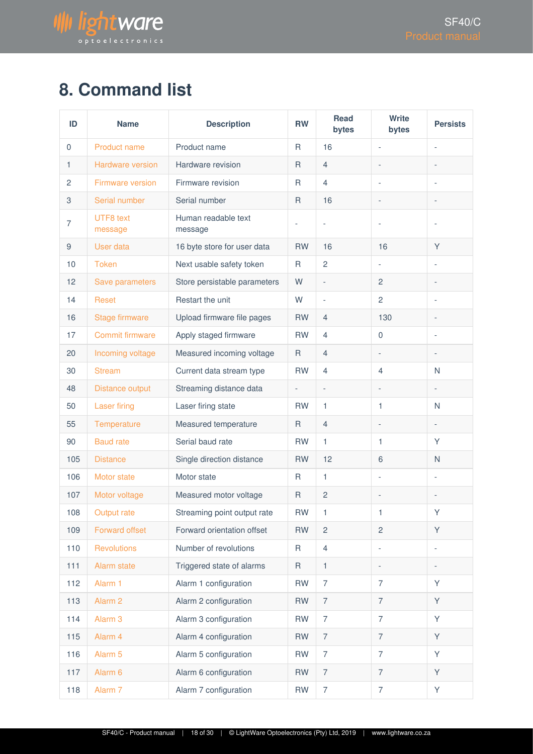# 8. Command list

| ID | Name | Description | RW | Read bytes | Write bytes | Persists |
|---|---|---|---|---|---|---|
| 0 | Product name | Product name | R | 16 | - | - |
| 1 | Hardware version | Hardware revision | R | 4 | - | - |
| 2 | Firmware version | Firmware revision | R | 4 | - | - |
| 3 | Serial number | Serial number | R | 16 | - | - |
| 7 | UTF8 text message | Human readable text message | - | - | - | - |
| 9 | User data | 16 byte store for user data | RW | 16 | 16 | Y |
| 10 | Token | Next usable safety token | R | 2 | - | - |
| 12 | Save parameters | Store persistable parameters | W | - | 2 | - |
| 14 | Reset | Restart the unit | W | - | 2 | - |
| 16 | Stage firmware | Upload firmware file pages | RW | 4 | 130 | - |
| 17 | Commit firmware | Apply staged firmware | RW | 4 | 0 | - |
| 20 | Incoming voltage | Measured incoming voltage | R | 4 | - | - |
| 30 | Stream | Current data stream type | RW | 4 | 4 | N |
| 48 | Distance output | Streaming distance data | - | - | - | - |
| 50 | Laser firing | Laser firing state | RW | 1 | 1 | N |
| 55 | Temperature | Measured temperature | R | 4 | - | - |
| 90 | Baud rate | Serial baud rate | RW | 1 | 1 | Y |
| 105 | Distance | Single direction distance | RW | 12 | 6 | N |
| 106 | Motor state | Motor state | R | 1 | - | - |
| 107 | Motor voltage | Measured motor voltage | R | 2 | - | - |
| 108 | Output rate | Streaming point output rate | RW | 1 | 1 | Y |
| 109 | Forward offset | Forward orientation offset | RW | 2 | 2 | Y |
| 110 | Revolutions | Number of revolutions | R | 4 | - | - |
| 111 | Alarm state | Triggered state of alarms | R | 1 | - | - |
| 112 | Alarm 1 | Alarm 1 configuration | RW | 7 | 7 | Y |
| 113 | Alarm 2 | Alarm 2 configuration | RW | 7 | 7 | Y |
| 114 | Alarm 3 | Alarm 3 configuration | RW | 7 | 7 | Y |
| 115 | Alarm 4 | Alarm 4 configuration | RW | 7 | 7 | Y |
| 116 | Alarm 5 | Alarm 5 configuration | RW | 7 | 7 | Y |
| 117 | Alarm 6 | Alarm 6 configuration | RW | 7 | 7 | Y |
| 118 | Alarm 7 | Alarm 7 configuration | RW | 7 | 7 | Y |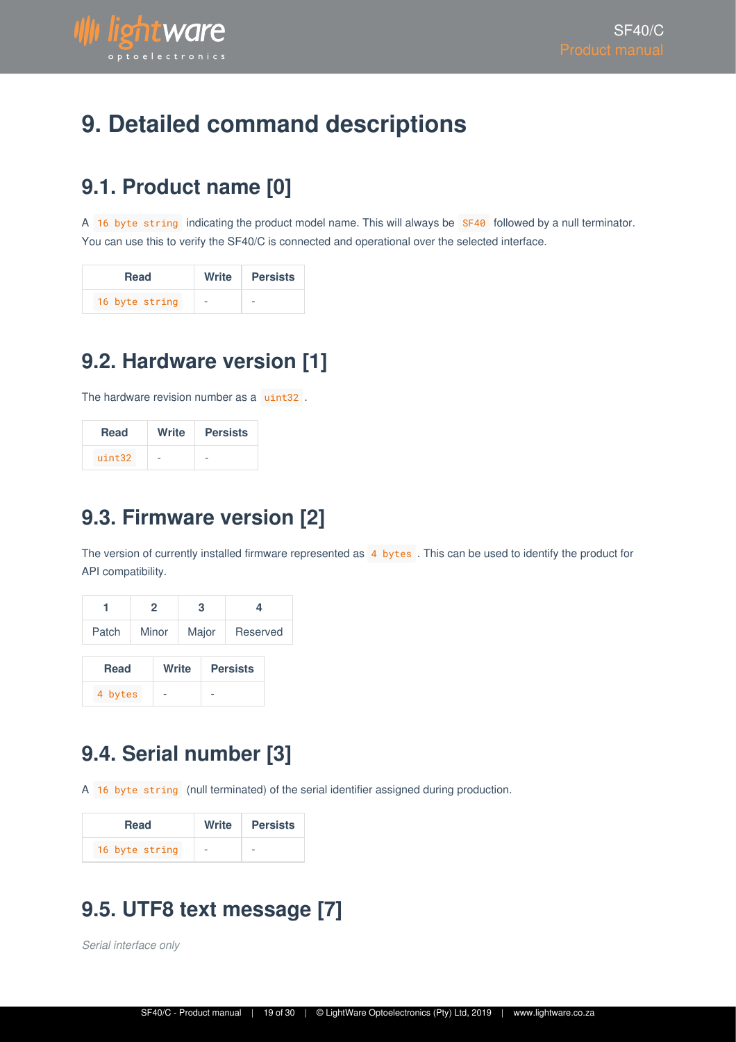# 9. Detailed command descriptions

## 9.1. Product name [0]

A `16 byte string` indicating the product model name. This will always be `SF40` followed by a null terminator. You can use this to verify the SF40/C is connected and operational over the selected interface.

| Read | Write | Persists |
|---|---|---|
| `16 byte string` | - | - |

## 9.2. Hardware version [1]

The hardware revision number as a `uint32` .

| Read | Write | Persists |
|---|---|---|
| `uint32` | - | - |

## 9.3. Firmware version [2]

The version of currently installed firmware represented as `4 bytes` . This can be used to identify the product for API compatibility.

| 1 | 2 | 3 | 4 |
|---|---|---|---|
| Patch | Minor | Major | Reserved |

| Read | Write | Persists |
|---|---|---|
| `4 bytes` | - | - |

## 9.4. Serial number [3]

A `16 byte string` (null terminated) of the serial identifier assigned during production.

| Read | Write | Persists |
|---|---|---|
| `16 byte string` | - | - |

## 9.5. UTF8 text message [7]

*Serial interface only*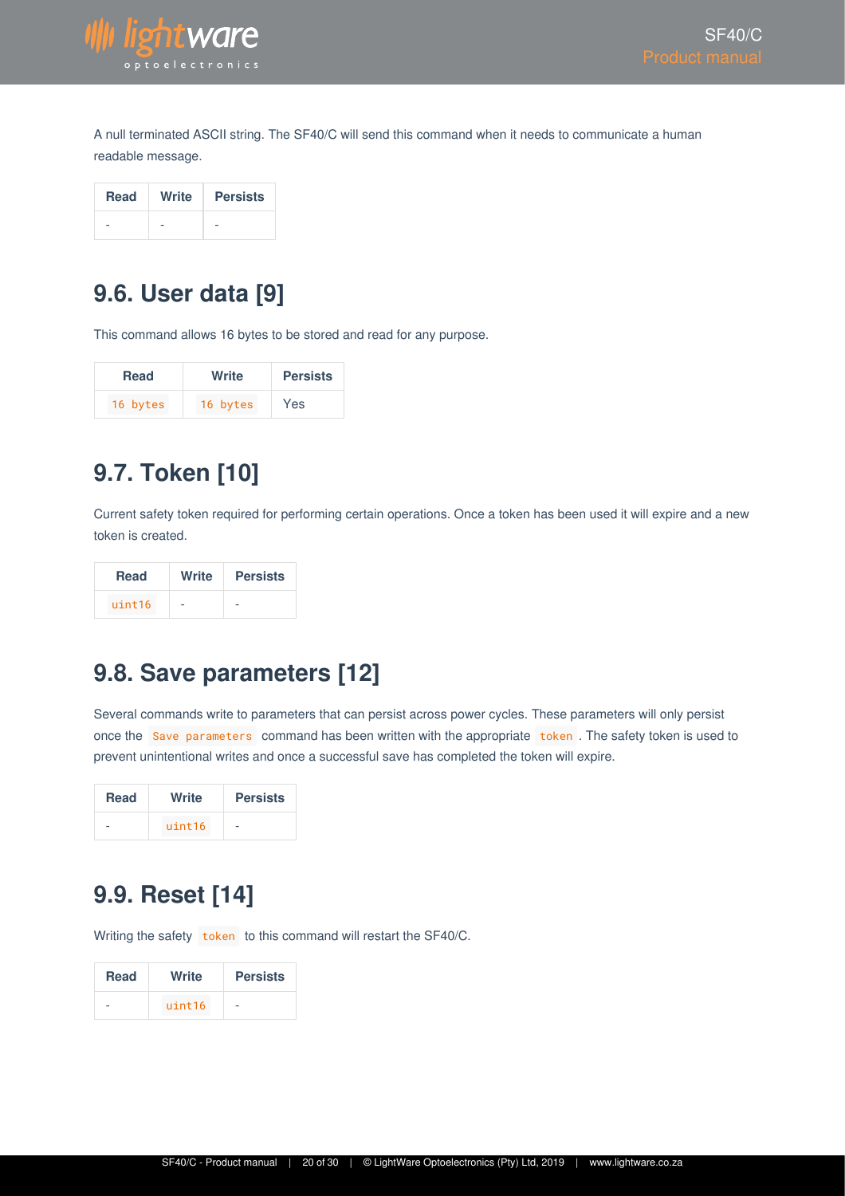A null terminated ASCII string. The SF40/C will send this command when it needs to communicate a human readable message.

| Read | Write | Persists |
| --- | --- | --- |
| - | - | - |

## 9.6. User data [9]

This command allows 16 bytes to be stored and read for any purpose.

| Read | Write | Persists |
| --- | --- | --- |
| `16 bytes` | `16 bytes` | Yes |

## 9.7. Token [10]

Current safety token required for performing certain operations. Once a token has been used it will expire and a new token is created.

| Read | Write | Persists |
| --- | --- | --- |
| `uint16` | - | - |

## 9.8. Save parameters [12]

Several commands write to parameters that can persist across power cycles. These parameters will only persist once the `Save parameters` command has been written with the appropriate `token`. The safety token is used to prevent unintentional writes and once a successful save has completed the token will expire.

| Read | Write | Persists |
| --- | --- | --- |
| - | `uint16` | - |

## 9.9. Reset [14]

Writing the safety `token` to this command will restart the SF40/C.

| Read | Write | Persists |
| --- | --- | --- |
| - | `uint16` | - |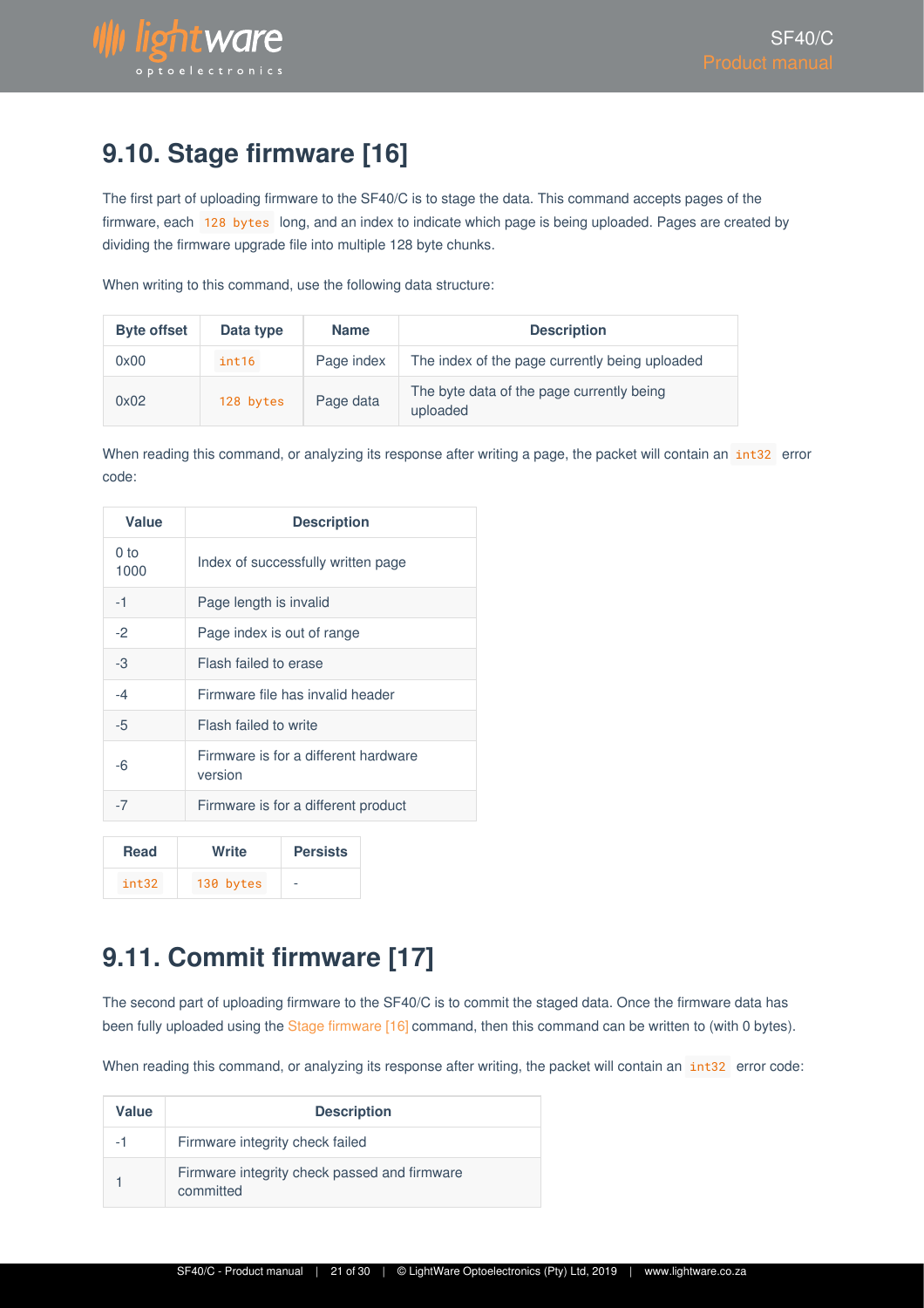## 9.10. Stage firmware [16]

The first part of uploading firmware to the SF40/C is to stage the data. This command accepts pages of the firmware, each `128 bytes` long, and an index to indicate which page is being uploaded. Pages are created by dividing the firmware upgrade file into multiple 128 byte chunks.

When writing to this command, use the following data structure:

| Byte offset | Data type | Name | Description |
|---|---|---|---|
| 0x00 | `int16` | Page index | The index of the page currently being uploaded |
| 0x02 | `128 bytes` | Page data | The byte data of the page currently being uploaded |

When reading this command, or analyzing its response after writing a page, the packet will contain an `int32` error code:

| Value | Description |
|---|---|
| 0 to 1000 | Index of successfully written page |
| -1 | Page length is invalid |
| -2 | Page index is out of range |
| -3 | Flash failed to erase |
| -4 | Firmware file has invalid header |
| -5 | Flash failed to write |
| -6 | Firmware is for a different hardware version |
| -7 | Firmware is for a different product |

| Read | Write | Persists |
|---|---|---|
| `int32` | `130 bytes` | - |

## 9.11. Commit firmware [17]

The second part of uploading firmware to the SF40/C is to commit the staged data. Once the firmware data has been fully uploaded using the Stage firmware [16] command, then this command can be written to (with 0 bytes).

When reading this command, or analyzing its response after writing, the packet will contain an `int32` error code:

| Value | Description |
|---|---|
| -1 | Firmware integrity check failed |
| 1 | Firmware integrity check passed and firmware committed |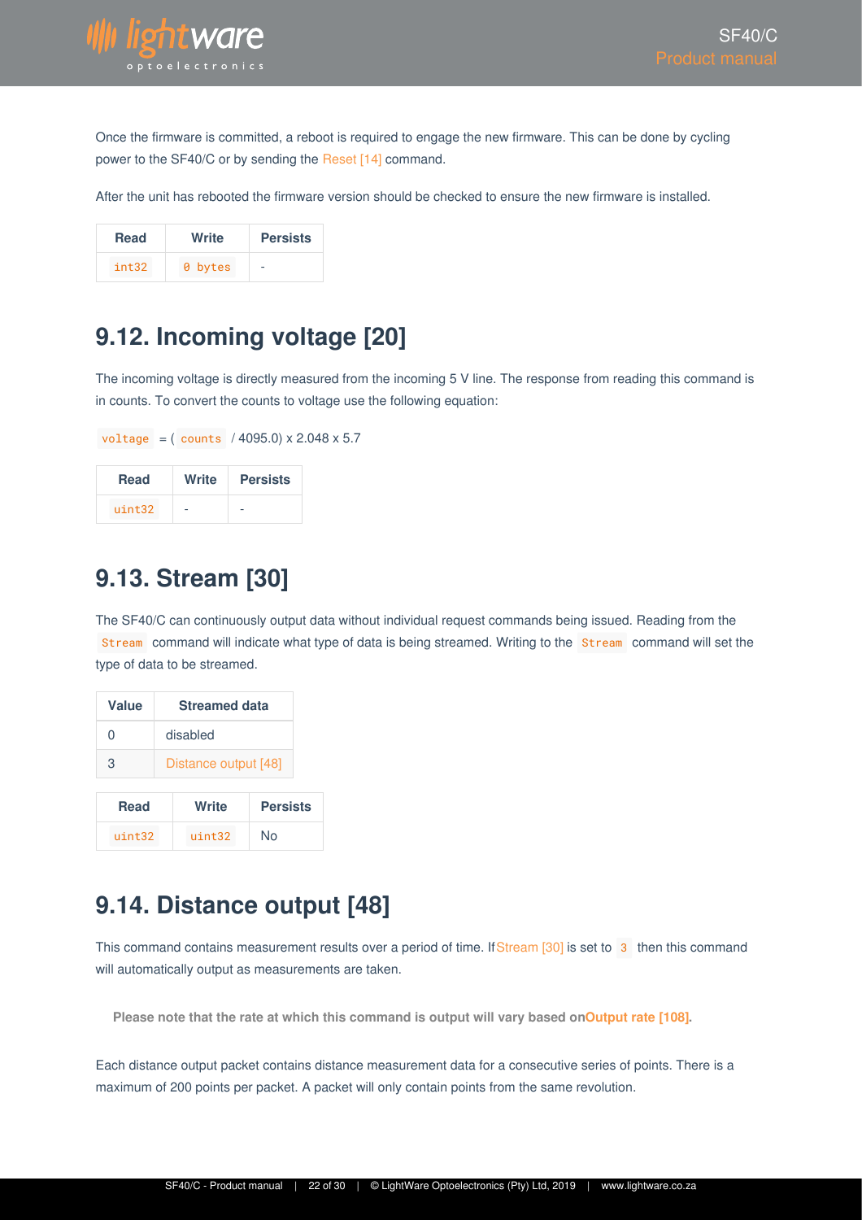Once the firmware is committed, a reboot is required to engage the new firmware. This can be done by cycling power to the SF40/C or by sending the Reset [14] command.

After the unit has rebooted the firmware version should be checked to ensure the new firmware is installed.

| Read | Write | Persists |
| --- | --- | --- |
| `int32` | `0 bytes` | - |

## 9.12. Incoming voltage [20]

The incoming voltage is directly measured from the incoming 5 V line. The response from reading this command is in counts. To convert the counts to voltage use the following equation:

`voltage` = ( `counts` / 4095.0) x 2.048 x 5.7

| Read | Write | Persists |
| --- | --- | --- |
| `uint32` | - | - |

## 9.13. Stream [30]

The SF40/C can continuously output data without individual request commands being issued. Reading from the `Stream` command will indicate what type of data is being streamed. Writing to the `Stream` command will set the type of data to be streamed.

| Value | Streamed data |
| --- | --- |
| 0 | disabled |
| 3 | Distance output [48] |

| Read | Write | Persists |
| --- | --- | --- |
| `uint32` | `uint32` | No |

## 9.14. Distance output [48]

This command contains measurement results over a period of time. If Stream [30] is set to `3` then this command will automatically output as measurements are taken.

**Please note that the rate at which this command is output will vary based on Output rate [108].**

Each distance output packet contains distance measurement data for a consecutive series of points. There is a maximum of 200 points per packet. A packet will only contain points from the same revolution.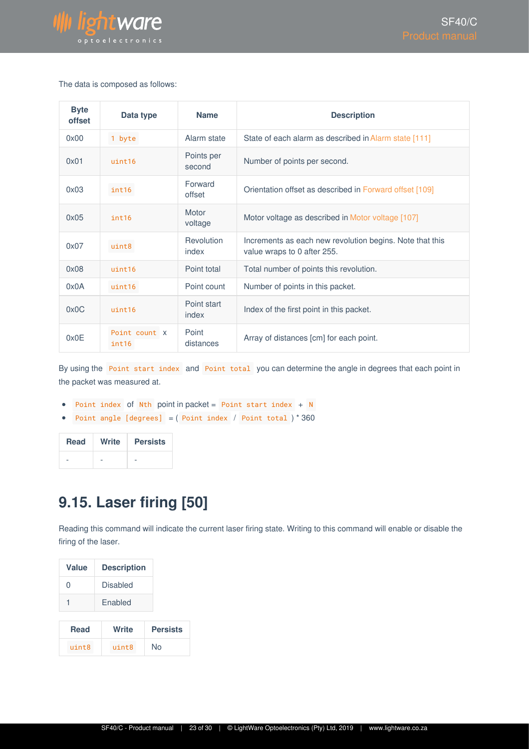The data is composed as follows:

| Byte offset | Data type | Name | Description |
|---|---|---|---|
| 0x00 | `1 byte` | Alarm state | State of each alarm as described in Alarm state [111] |
| 0x01 | `uint16` | Points per second | Number of points per second. |
| 0x03 | `int16` | Forward offset | Orientation offset as described in Forward offset [109] |
| 0x05 | `int16` | Motor voltage | Motor voltage as described in Motor voltage [107] |
| 0x07 | `uint8` | Revolution index | Increments as each new revolution begins. Note that this value wraps to 0 after 255. |
| 0x08 | `uint16` | Point total | Total number of points this revolution. |
| 0x0A | `uint16` | Point count | Number of points in this packet. |
| 0x0C | `uint16` | Point start index | Index of the first point in this packet. |
| 0x0E | `Point count` x `int16` | Point distances | Array of distances [cm] for each point. |

By using the `Point start index` and `Point total` you can determine the angle in degrees that each point in the packet was measured at.

- `Point index` of `Nth` point in packet = `Point start index` + `N`
- `Point angle [degrees]` = ( `Point index` / `Point total` ) * 360

| Read | Write | Persists |
|---|---|---|
| - | - | - |

## 9.15. Laser firing [50]

Reading this command will indicate the current laser firing state. Writing to this command will enable or disable the firing of the laser.

| Value | Description |
|---|---|
| 0 | Disabled |
| 1 | Enabled |

| Read | Write | Persists |
|---|---|---|
| `uint8` | `uint8` | No |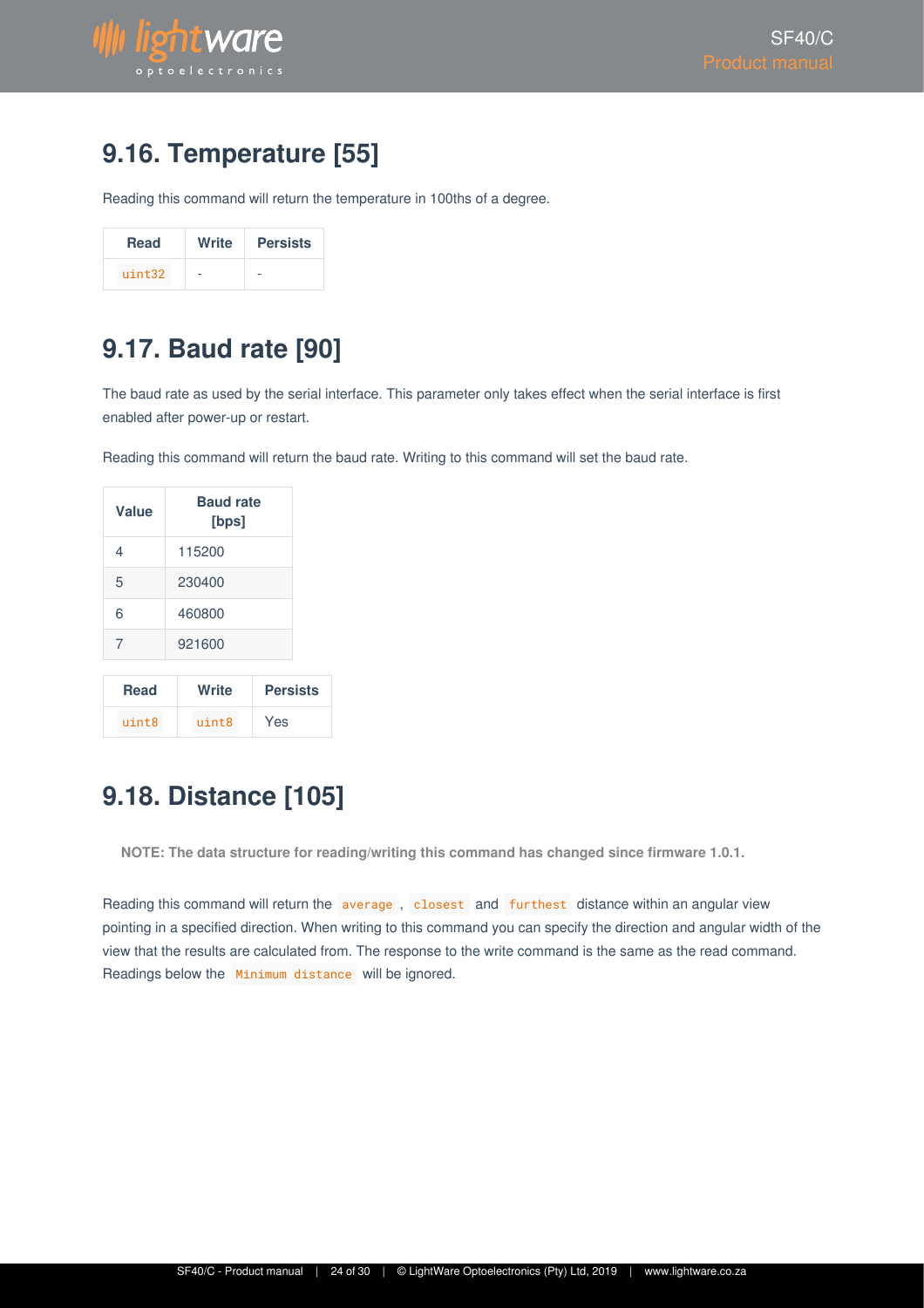## 9.16. Temperature [55]

Reading this command will return the temperature in 100ths of a degree.

| Read | Write | Persists |
| --- | --- | --- |
| `uint32` | - | - |

## 9.17. Baud rate [90]

The baud rate as used by the serial interface. This parameter only takes effect when the serial interface is first enabled after power-up or restart.

Reading this command will return the baud rate. Writing to this command will set the baud rate.

| Value | Baud rate [bps] |
| --- | --- |
| 4 | 115200 |
| 5 | 230400 |
| 6 | 460800 |
| 7 | 921600 |

| Read | Write | Persists |
| --- | --- | --- |
| `uint8` | `uint8` | Yes |

## 9.18. Distance [105]

**NOTE: The data structure for reading/writing this command has changed since firmware 1.0.1.**

Reading this command will return the `average`, `closest` and `furthest` distance within an angular view pointing in a specified direction. When writing to this command you can specify the direction and angular width of the view that the results are calculated from. The response to the write command is the same as the read command. Readings below the `Minimum distance` will be ignored.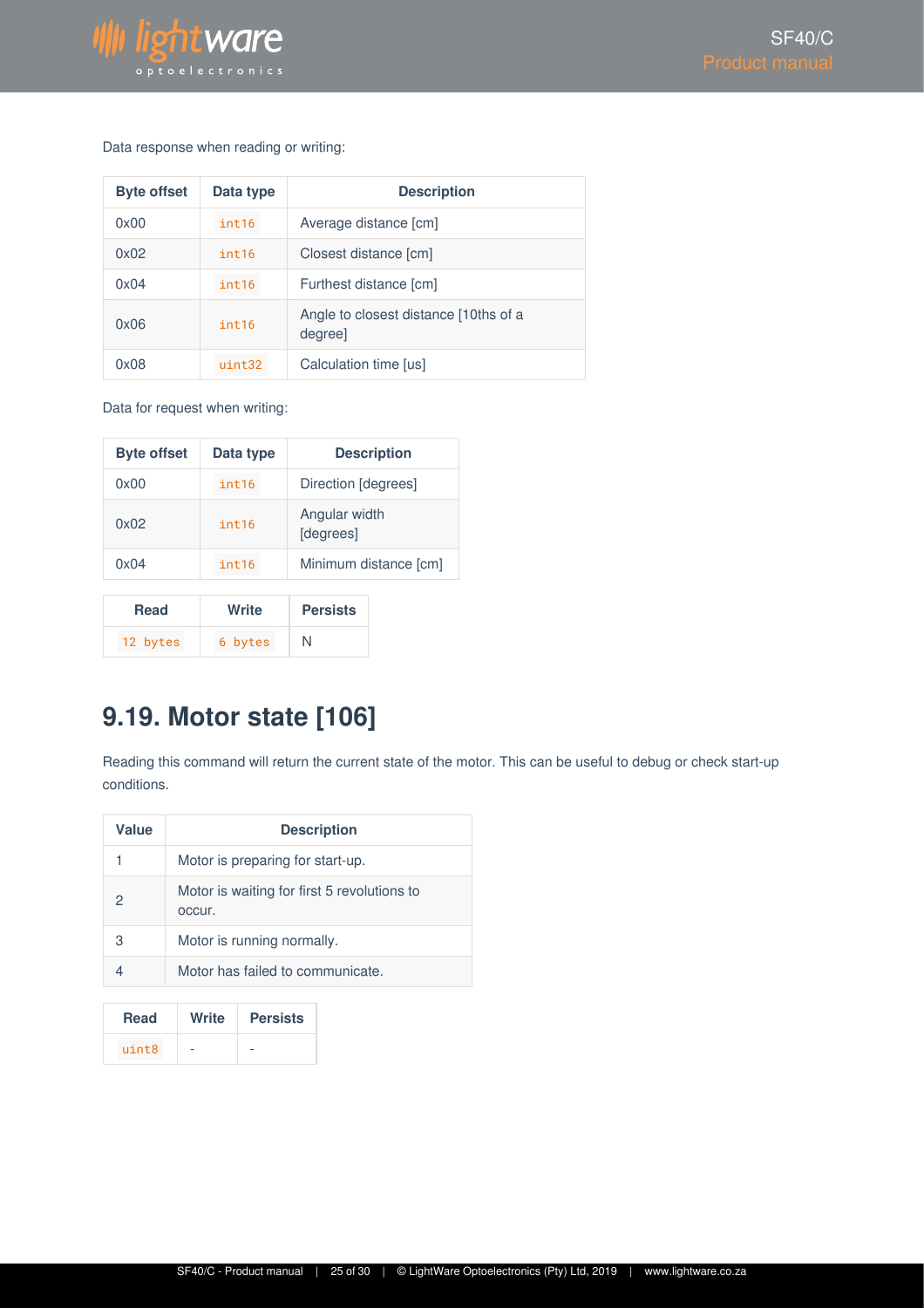Data response when reading or writing:

| Byte offset | Data type | Description |
|---|---|---|
| 0x00 | `int16` | Average distance [cm] |
| 0x02 | `int16` | Closest distance [cm] |
| 0x04 | `int16` | Furthest distance [cm] |
| 0x06 | `int16` | Angle to closest distance [10ths of a degree] |
| 0x08 | `uint32` | Calculation time [us] |

Data for request when writing:

| Byte offset | Data type | Description |
|---|---|---|
| 0x00 | `int16` | Direction [degrees] |
| 0x02 | `int16` | Angular width [degrees] |
| 0x04 | `int16` | Minimum distance [cm] |

| Read | Write | Persists |
|---|---|---|
| `12 bytes` | `6 bytes` | N |

## 9.19. Motor state [106]

Reading this command will return the current state of the motor. This can be useful to debug or check start-up conditions.

| Value | Description |
|---|---|
| 1 | Motor is preparing for start-up. |
| 2 | Motor is waiting for first 5 revolutions to occur. |
| 3 | Motor is running normally. |
| 4 | Motor has failed to communicate. |

| Read | Write | Persists |
|---|---|---|
| `uint8` | - | - |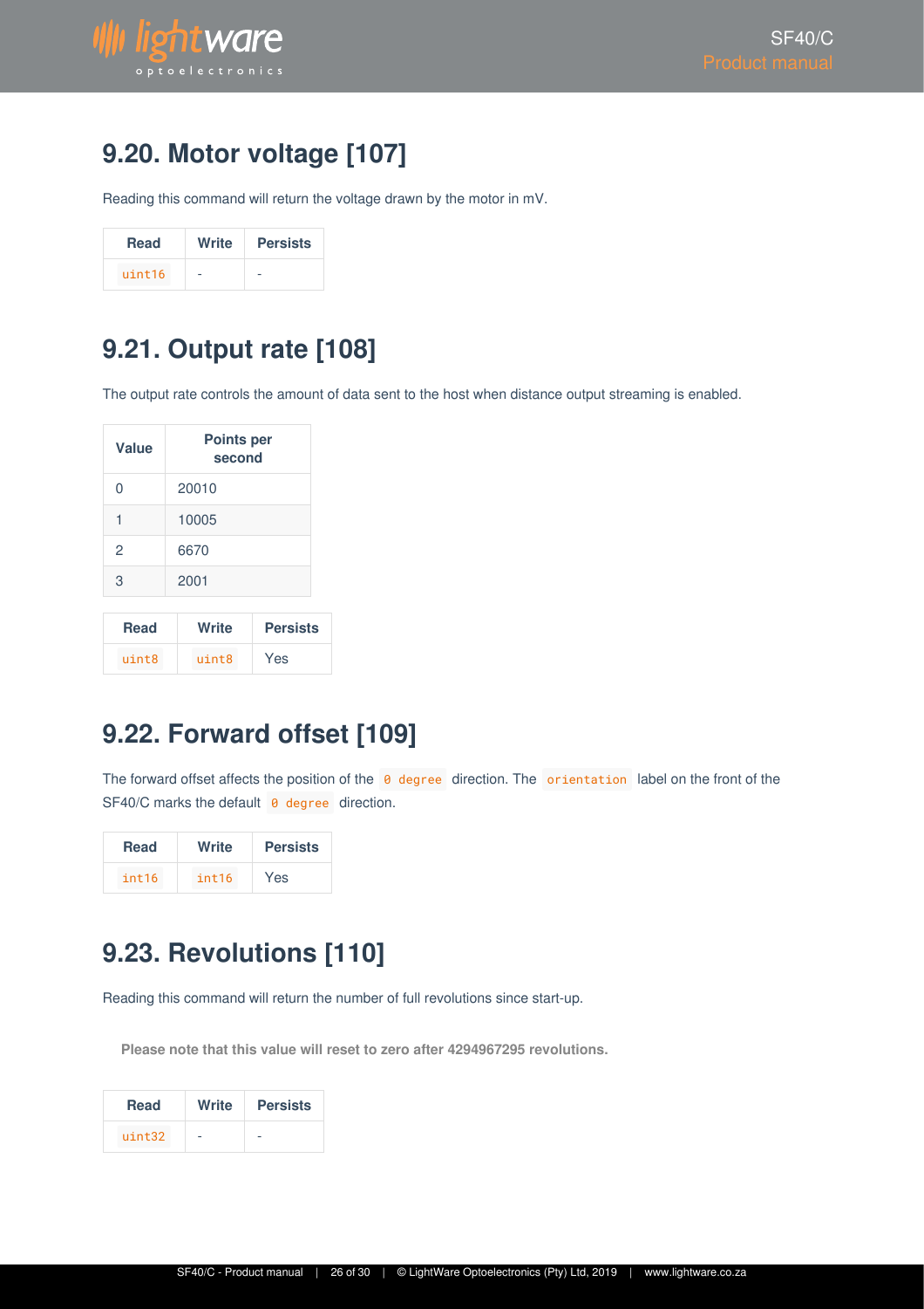## 9.20. Motor voltage [107]

Reading this command will return the voltage drawn by the motor in mV.

| Read | Write | Persists |
|---|---|---|
| `uint16` | - | - |

## 9.21. Output rate [108]

The output rate controls the amount of data sent to the host when distance output streaming is enabled.

| Value | Points per second |
|---|---|
| 0 | 20010 |
| 1 | 10005 |
| 2 | 6670 |
| 3 | 2001 |

| Read | Write | Persists |
|---|---|---|
| `uint8` | `uint8` | Yes |

## 9.22. Forward offset [109]

The forward offset affects the position of the `0 degree` direction. The `orientation` label on the front of the SF40/C marks the default `0 degree` direction.

| Read | Write | Persists |
|---|---|---|
| `int16` | `int16` | Yes |

## 9.23. Revolutions [110]

Reading this command will return the number of full revolutions since start-up.

**Please note that this value will reset to zero after 4294967295 revolutions.**

| Read | Write | Persists |
|---|---|---|
| `uint32` | - | - |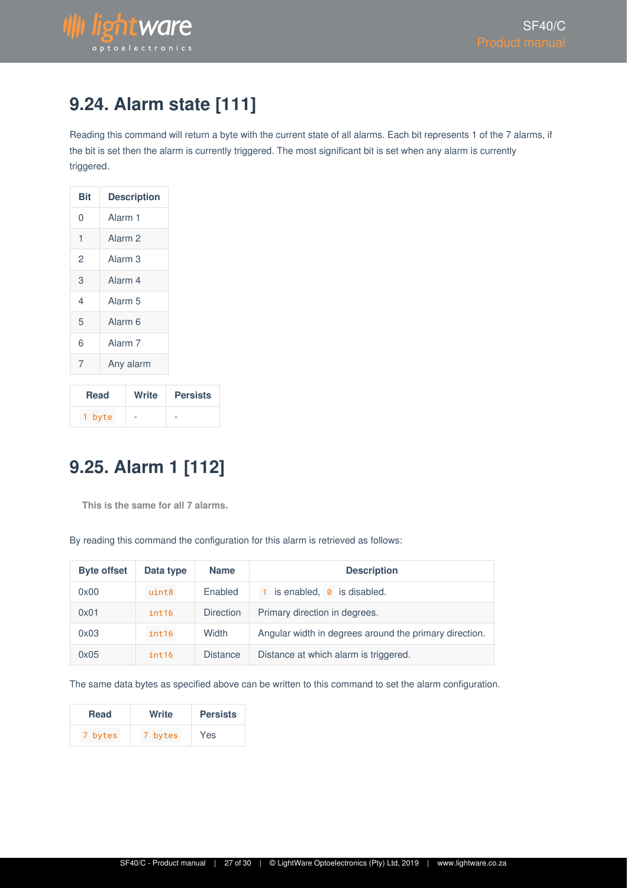## 9.24. Alarm state [111]

Reading this command will return a byte with the current state of all alarms. Each bit represents 1 of the 7 alarms, if the bit is set then the alarm is currently triggered. The most significant bit is set when any alarm is currently triggered.

| Bit | Description |
|---|---|
| 0 | Alarm 1 |
| 1 | Alarm 2 |
| 2 | Alarm 3 |
| 3 | Alarm 4 |
| 4 | Alarm 5 |
| 5 | Alarm 6 |
| 6 | Alarm 7 |
| 7 | Any alarm |

| Read | Write | Persists |
|---|---|---|
| `1 byte` | - | - |

## 9.25. Alarm 1 [112]

**This is the same for all 7 alarms.**

By reading this command the configuration for this alarm is retrieved as follows:

| Byte offset | Data type | Name | Description |
|---|---|---|---|
| 0x00 | `uint8` | Enabled | `1` is enabled, `0` is disabled. |
| 0x01 | `int16` | Direction | Primary direction in degrees. |
| 0x03 | `int16` | Width | Angular width in degrees around the primary direction. |
| 0x05 | `int16` | Distance | Distance at which alarm is triggered. |

The same data bytes as specified above can be written to this command to set the alarm configuration.

| Read | Write | Persists |
|---|---|---|
| `7 bytes` | `7 bytes` | Yes |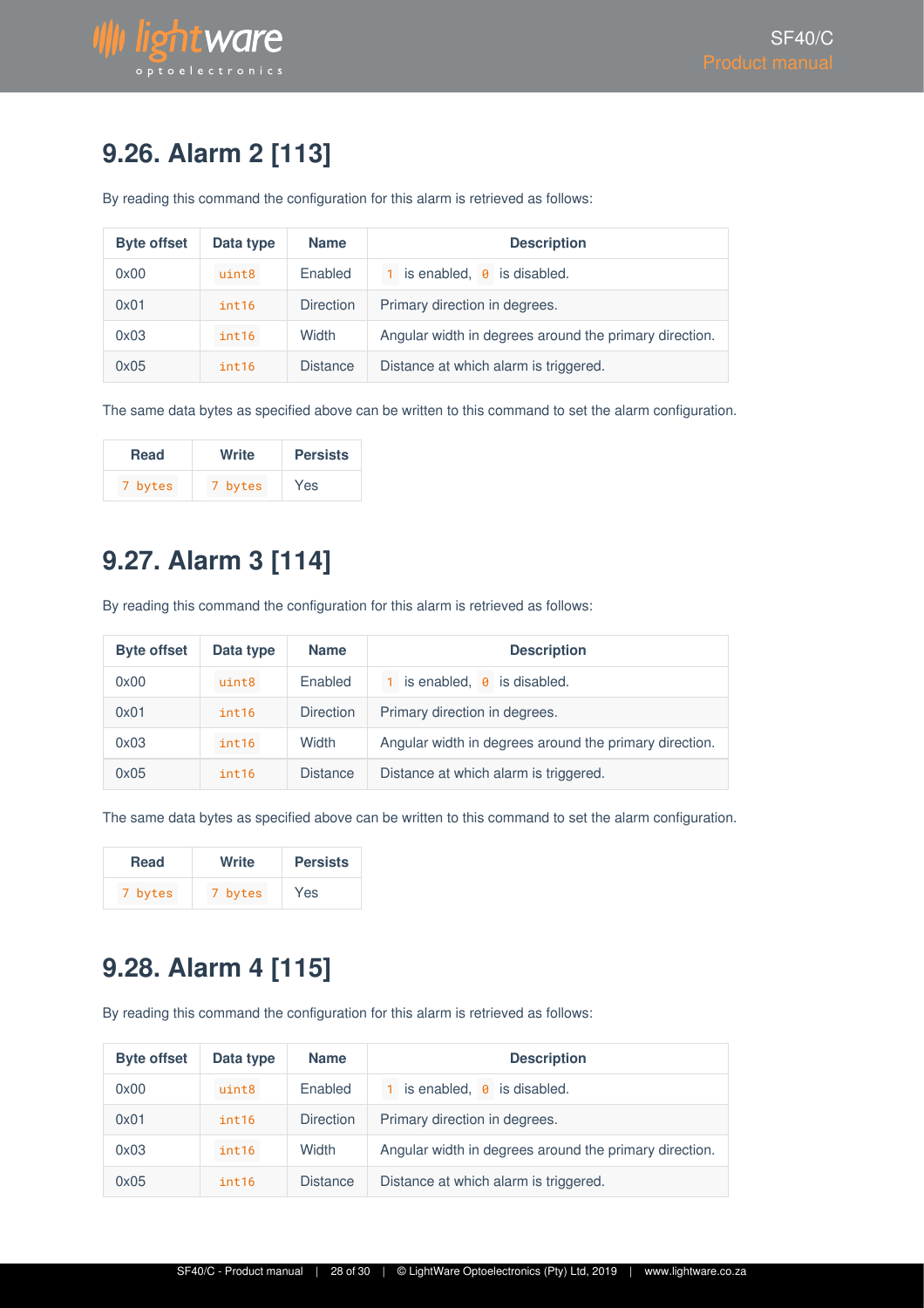## 9.26. Alarm 2 [113]

By reading this command the configuration for this alarm is retrieved as follows:

| Byte offset | Data type | Name | Description |
|---|---|---|---|
| 0x00 | `uint8` | Enabled | `1` is enabled, `0` is disabled. |
| 0x01 | `int16` | Direction | Primary direction in degrees. |
| 0x03 | `int16` | Width | Angular width in degrees around the primary direction. |
| 0x05 | `int16` | Distance | Distance at which alarm is triggered. |

The same data bytes as specified above can be written to this command to set the alarm configuration.

| Read | Write | Persists |
|---|---|---|
| `7 bytes` | `7 bytes` | Yes |

## 9.27. Alarm 3 [114]

By reading this command the configuration for this alarm is retrieved as follows:

| Byte offset | Data type | Name | Description |
|---|---|---|---|
| 0x00 | `uint8` | Enabled | `1` is enabled, `0` is disabled. |
| 0x01 | `int16` | Direction | Primary direction in degrees. |
| 0x03 | `int16` | Width | Angular width in degrees around the primary direction. |
| 0x05 | `int16` | Distance | Distance at which alarm is triggered. |

The same data bytes as specified above can be written to this command to set the alarm configuration.

| Read | Write | Persists |
|---|---|---|
| `7 bytes` | `7 bytes` | Yes |

## 9.28. Alarm 4 [115]

By reading this command the configuration for this alarm is retrieved as follows:

| Byte offset | Data type | Name | Description |
|---|---|---|---|
| 0x00 | `uint8` | Enabled | `1` is enabled, `0` is disabled. |
| 0x01 | `int16` | Direction | Primary direction in degrees. |
| 0x03 | `int16` | Width | Angular width in degrees around the primary direction. |
| 0x05 | `int16` | Distance | Distance at which alarm is triggered. |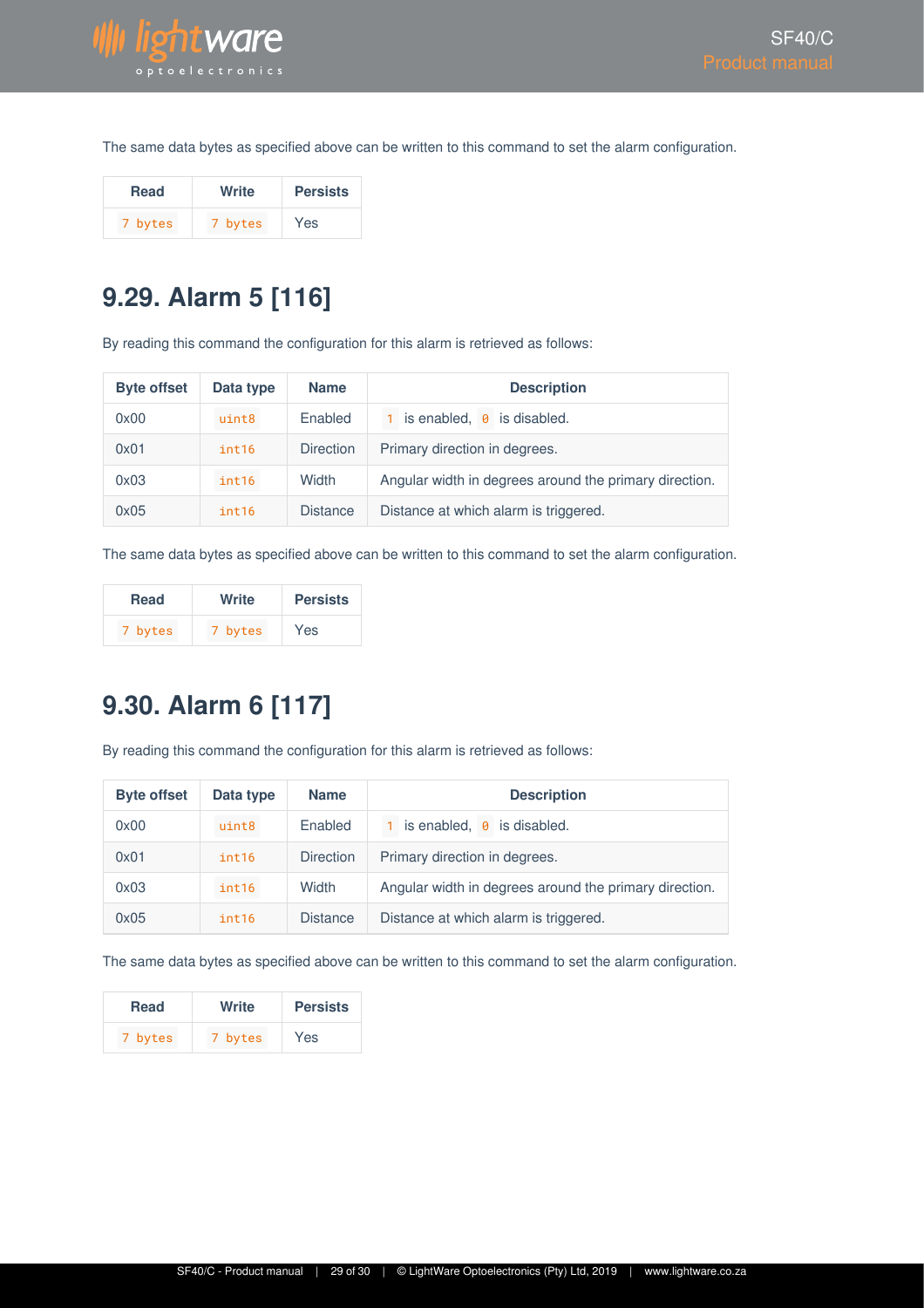The same data bytes as specified above can be written to this command to set the alarm configuration.

| Read | Write | Persists |
| --- | --- | --- |
| `7 bytes` | `7 bytes` | Yes |

## 9.29. Alarm 5 [116]

By reading this command the configuration for this alarm is retrieved as follows:

| Byte offset | Data type | Name | Description |
| --- | --- | --- | --- |
| 0x00 | `uint8` | Enabled | `1` is enabled, `0` is disabled. |
| 0x01 | `int16` | Direction | Primary direction in degrees. |
| 0x03 | `int16` | Width | Angular width in degrees around the primary direction. |
| 0x05 | `int16` | Distance | Distance at which alarm is triggered. |

The same data bytes as specified above can be written to this command to set the alarm configuration.

| Read | Write | Persists |
| --- | --- | --- |
| `7 bytes` | `7 bytes` | Yes |

## 9.30. Alarm 6 [117]

By reading this command the configuration for this alarm is retrieved as follows:

| Byte offset | Data type | Name | Description |
| --- | --- | --- | --- |
| 0x00 | `uint8` | Enabled | `1` is enabled, `0` is disabled. |
| 0x01 | `int16` | Direction | Primary direction in degrees. |
| 0x03 | `int16` | Width | Angular width in degrees around the primary direction. |
| 0x05 | `int16` | Distance | Distance at which alarm is triggered. |

The same data bytes as specified above can be written to this command to set the alarm configuration.

| Read | Write | Persists |
| --- | --- | --- |
| `7 bytes` | `7 bytes` | Yes |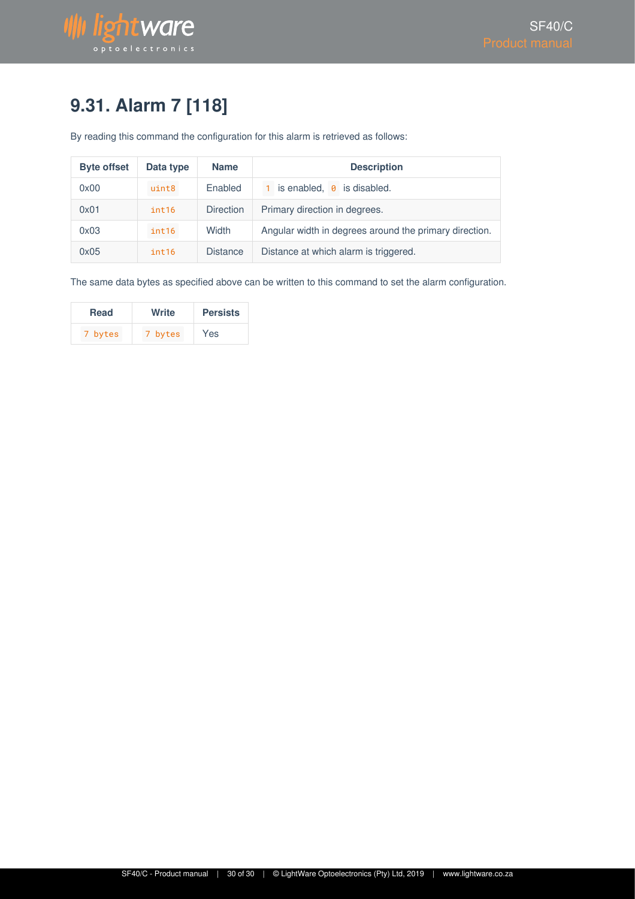## 9.31. Alarm 7 [118]

By reading this command the configuration for this alarm is retrieved as follows:

| Byte offset | Data type | Name | Description |
|---|---|---|---|
| 0x00 | `uint8` | Enabled | `1` is enabled, `0` is disabled. |
| 0x01 | `int16` | Direction | Primary direction in degrees. |
| 0x03 | `int16` | Width | Angular width in degrees around the primary direction. |
| 0x05 | `int16` | Distance | Distance at which alarm is triggered. |

The same data bytes as specified above can be written to this command to set the alarm configuration.

| Read | Write | Persists |
|---|---|---|
| `7 bytes` | `7 bytes` | Yes |